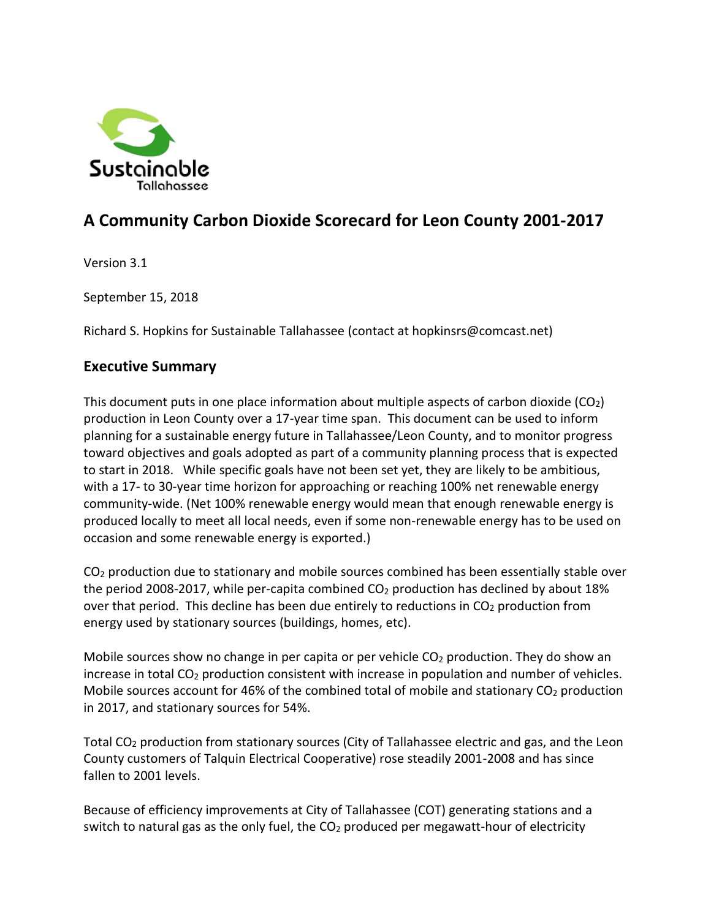Sustainable Tallahassee

# A Community Carbon Dioxide Scorecard for Leon County 2001-2017

Version 3.1

September 15, 2018

Richard S. Hopkins for Sustainable Tallahassee (contact at hopkinsrs@comcast.net)

## Executive Summary

This document puts in one place information about multiple aspects of carbon dioxide ($CO_2$) production in Leon County over a 17-year time span. This document can be used to inform planning for a sustainable energy future in Tallahassee/Leon County, and to monitor progress toward objectives and goals adopted as part of a community planning process that is expected to start in 2018. While specific goals have not been set yet, they are likely to be ambitious, with a 17- to 30-year time horizon for approaching or reaching 100% net renewable energy community-wide. (Net 100% renewable energy would mean that enough renewable energy is produced locally to meet all local needs, even if some non-renewable energy has to be used on occasion and some renewable energy is exported.)

$CO_2$ production due to stationary and mobile sources combined has been essentially stable over the period 2008-2017, while per-capita combined $CO_2$ production has declined by about 18% over that period. This decline has been due entirely to reductions in $CO_2$ production from energy used by stationary sources (buildings, homes, etc).

Mobile sources show no change in per capita or per vehicle $CO_2$ production. They do show an increase in total $CO_2$ production consistent with increase in population and number of vehicles. Mobile sources account for 46% of the combined total of mobile and stationary $CO_2$ production in 2017, and stationary sources for 54%.

Total $CO_2$ production from stationary sources (City of Tallahassee electric and gas, and the Leon County customers of Talquin Electrical Cooperative) rose steadily 2001-2008 and has since fallen to 2001 levels.

Because of efficiency improvements at City of Tallahassee (COT) generating stations and a switch to natural gas as the only fuel, the $CO_2$ produced per megawatt-hour of electricity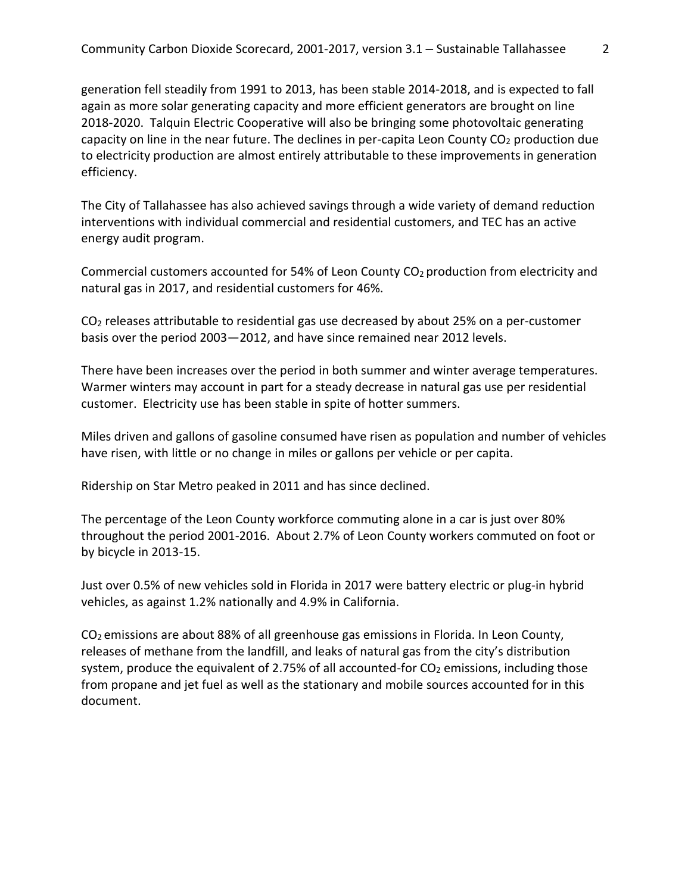generation fell steadily from 1991 to 2013, has been stable 2014-2018, and is expected to fall again as more solar generating capacity and more efficient generators are brought on line 2018-2020. Talquin Electric Cooperative will also be bringing some photovoltaic generating capacity on line in the near future. The declines in per-capita Leon County $CO_2$ production due to electricity production are almost entirely attributable to these improvements in generation efficiency.

The City of Tallahassee has also achieved savings through a wide variety of demand reduction interventions with individual commercial and residential customers, and TEC has an active energy audit program.

Commercial customers accounted for 54% of Leon County $CO_2$ production from electricity and natural gas in 2017, and residential customers for 46%.

$CO_2$ releases attributable to residential gas use decreased by about 25% on a per-customer basis over the period 2003—2012, and have since remained near 2012 levels.

There have been increases over the period in both summer and winter average temperatures. Warmer winters may account in part for a steady decrease in natural gas use per residential customer. Electricity use has been stable in spite of hotter summers.

Miles driven and gallons of gasoline consumed have risen as population and number of vehicles have risen, with little or no change in miles or gallons per vehicle or per capita.

Ridership on Star Metro peaked in 2011 and has since declined.

The percentage of the Leon County workforce commuting alone in a car is just over 80% throughout the period 2001-2016. About 2.7% of Leon County workers commuted on foot or by bicycle in 2013-15.

Just over 0.5% of new vehicles sold in Florida in 2017 were battery electric or plug-in hybrid vehicles, as against 1.2% nationally and 4.9% in California.

$CO_2$ emissions are about 88% of all greenhouse gas emissions in Florida. In Leon County, releases of methane from the landfill, and leaks of natural gas from the city's distribution system, produce the equivalent of 2.75% of all accounted-for $CO_2$ emissions, including those from propane and jet fuel as well as the stationary and mobile sources accounted for in this document.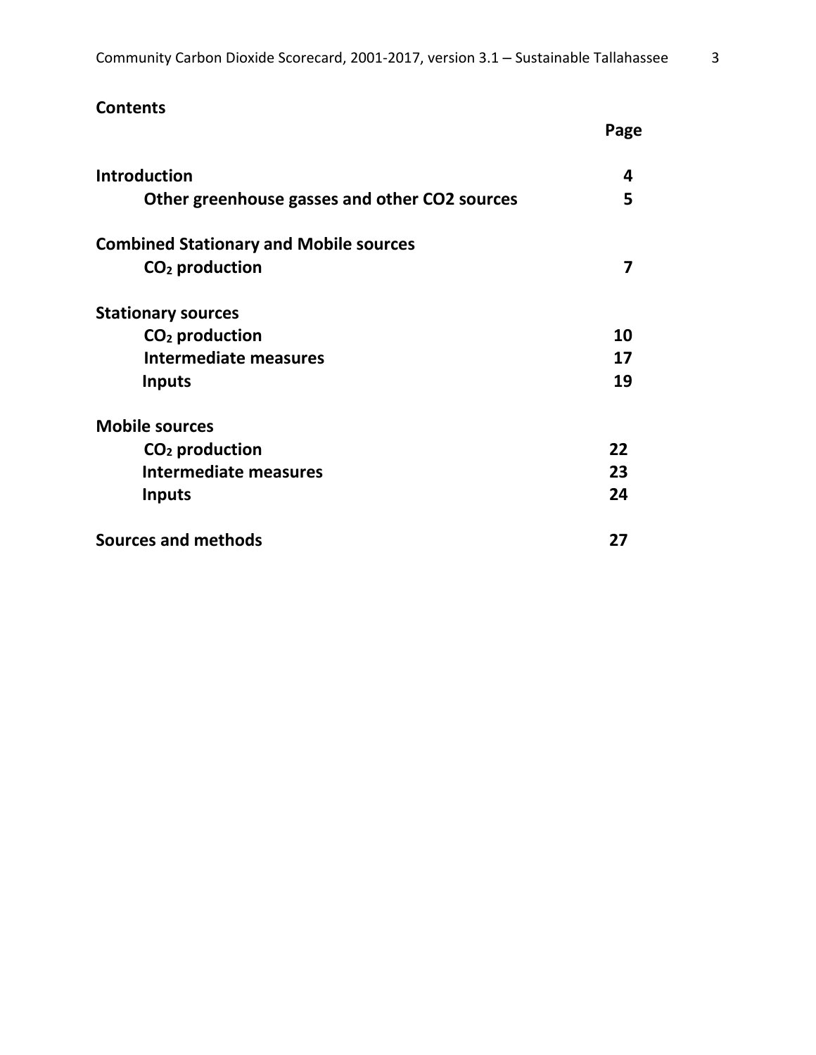## Contents

| | Page |
|---|---|
| **Introduction** | **4** |
| **Other greenhouse gasses and other CO2 sources** | **5** |
| **Combined Stationary and Mobile sources** | |
| **$CO_2$ production** | **7** |
| **Stationary sources** | |
| **$CO_2$ production** | **10** |
| **Intermediate measures** | **17** |
| **Inputs** | **19** |
| **Mobile sources** | |
| **$CO_2$ production** | **22** |
| **Intermediate measures** | **23** |
| **Inputs** | **24** |
| **Sources and methods** | **27** |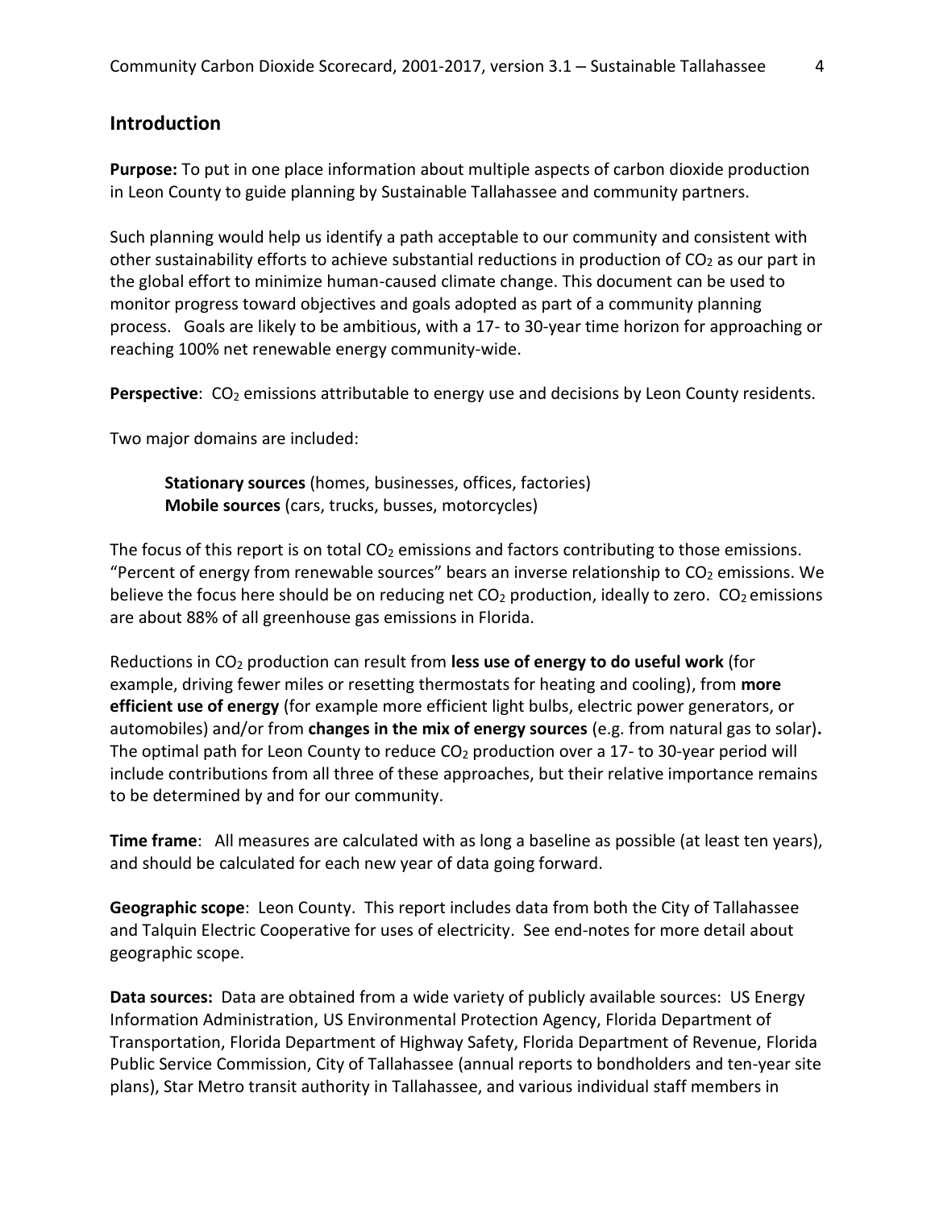## Introduction

**Purpose:** To put in one place information about multiple aspects of carbon dioxide production in Leon County to guide planning by Sustainable Tallahassee and community partners.

Such planning would help us identify a path acceptable to our community and consistent with other sustainability efforts to achieve substantial reductions in production of $CO_2$ as our part in the global effort to minimize human-caused climate change. This document can be used to monitor progress toward objectives and goals adopted as part of a community planning process. Goals are likely to be ambitious, with a 17- to 30-year time horizon for approaching or reaching 100% net renewable energy community-wide.

**Perspective**: $CO_2$ emissions attributable to energy use and decisions by Leon County residents.

Two major domains are included:

**Stationary sources** (homes, businesses, offices, factories)
**Mobile sources** (cars, trucks, busses, motorcycles)

The focus of this report is on total $CO_2$ emissions and factors contributing to those emissions. "Percent of energy from renewable sources" bears an inverse relationship to $CO_2$ emissions. We believe the focus here should be on reducing net $CO_2$ production, ideally to zero. $CO_2$ emissions are about 88% of all greenhouse gas emissions in Florida.

Reductions in $CO_2$ production can result from **less use of energy to do useful work** (for example, driving fewer miles or resetting thermostats for heating and cooling), from **more efficient use of energy** (for example more efficient light bulbs, electric power generators, or automobiles) and/or from **changes in the mix of energy sources** (e.g. from natural gas to solar)**.** The optimal path for Leon County to reduce $CO_2$ production over a 17- to 30-year period will include contributions from all three of these approaches, but their relative importance remains to be determined by and for our community.

**Time frame**: All measures are calculated with as long a baseline as possible (at least ten years), and should be calculated for each new year of data going forward.

**Geographic scope**: Leon County. This report includes data from both the City of Tallahassee and Talquin Electric Cooperative for uses of electricity. See end-notes for more detail about geographic scope.

**Data sources:** Data are obtained from a wide variety of publicly available sources: US Energy Information Administration, US Environmental Protection Agency, Florida Department of Transportation, Florida Department of Highway Safety, Florida Department of Revenue, Florida Public Service Commission, City of Tallahassee (annual reports to bondholders and ten-year site plans), Star Metro transit authority in Tallahassee, and various individual staff members in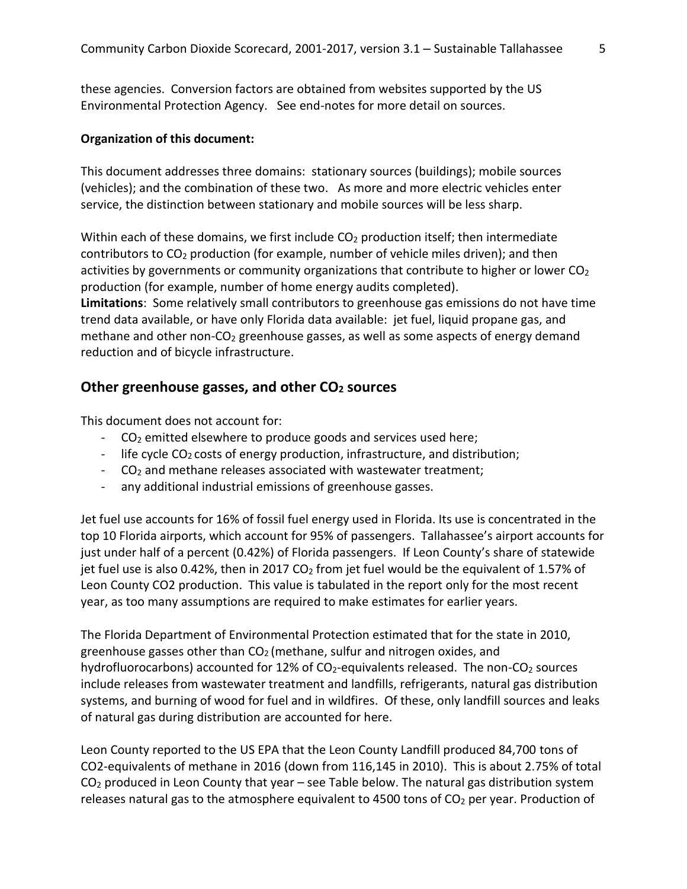these agencies. Conversion factors are obtained from websites supported by the US Environmental Protection Agency. See end-notes for more detail on sources.

**Organization of this document:**

This document addresses three domains: stationary sources (buildings); mobile sources (vehicles); and the combination of these two. As more and more electric vehicles enter service, the distinction between stationary and mobile sources will be less sharp.

Within each of these domains, we first include $CO_2$ production itself; then intermediate contributors to $CO_2$ production (for example, number of vehicle miles driven); and then activities by governments or community organizations that contribute to higher or lower $CO_2$ production (for example, number of home energy audits completed).
**Limitations**: Some relatively small contributors to greenhouse gas emissions do not have time trend data available, or have only Florida data available: jet fuel, liquid propane gas, and methane and other non-$CO_2$ greenhouse gasses, as well as some aspects of energy demand reduction and of bicycle infrastructure.

## Other greenhouse gasses, and other $CO_2$ sources

This document does not account for:

- $CO_2$ emitted elsewhere to produce goods and services used here;
- life cycle $CO_2$ costs of energy production, infrastructure, and distribution;
- $CO_2$ and methane releases associated with wastewater treatment;
- any additional industrial emissions of greenhouse gasses.

Jet fuel use accounts for 16% of fossil fuel energy used in Florida. Its use is concentrated in the top 10 Florida airports, which account for 95% of passengers. Tallahassee's airport accounts for just under half of a percent (0.42%) of Florida passengers. If Leon County's share of statewide jet fuel use is also 0.42%, then in 2017 $CO_2$ from jet fuel would be the equivalent of 1.57% of Leon County CO2 production. This value is tabulated in the report only for the most recent year, as too many assumptions are required to make estimates for earlier years.

The Florida Department of Environmental Protection estimated that for the state in 2010, greenhouse gasses other than $CO_2$ (methane, sulfur and nitrogen oxides, and hydrofluorocarbons) accounted for 12% of $CO_2$-equivalents released. The non-$CO_2$ sources include releases from wastewater treatment and landfills, refrigerants, natural gas distribution systems, and burning of wood for fuel and in wildfires. Of these, only landfill sources and leaks of natural gas during distribution are accounted for here.

Leon County reported to the US EPA that the Leon County Landfill produced 84,700 tons of CO2-equivalents of methane in 2016 (down from 116,145 in 2010). This is about 2.75% of total $CO_2$ produced in Leon County that year – see Table below. The natural gas distribution system releases natural gas to the atmosphere equivalent to 4500 tons of $CO_2$ per year. Production of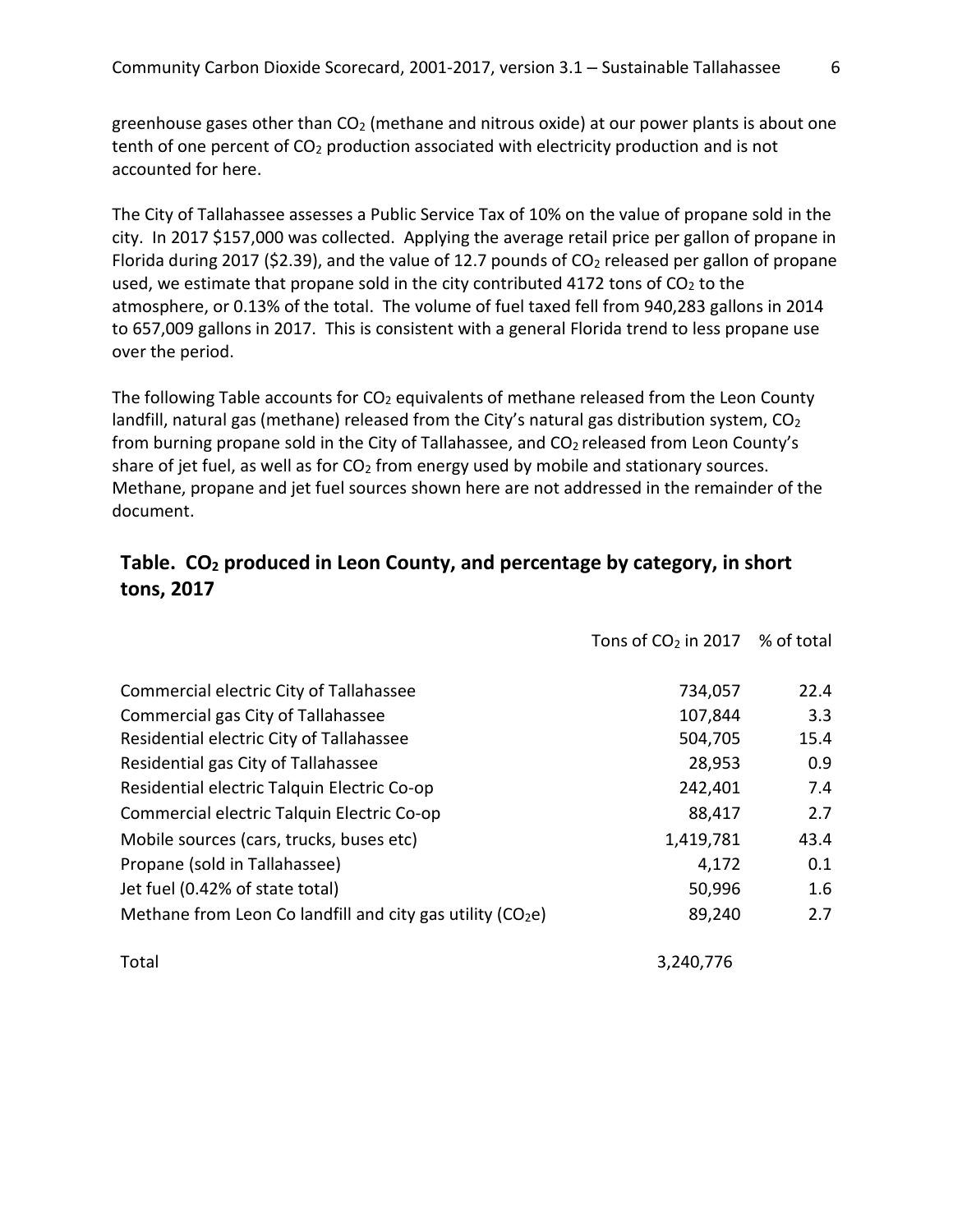greenhouse gases other than $CO_2$ (methane and nitrous oxide) at our power plants is about one tenth of one percent of $CO_2$ production associated with electricity production and is not accounted for here.

The City of Tallahassee assesses a Public Service Tax of 10% on the value of propane sold in the city. In 2017 $157,000 was collected. Applying the average retail price per gallon of propane in Florida during 2017 ($2.39), and the value of 12.7 pounds of $CO_2$ released per gallon of propane used, we estimate that propane sold in the city contributed 4172 tons of $CO_2$ to the atmosphere, or 0.13% of the total. The volume of fuel taxed fell from 940,283 gallons in 2014 to 657,009 gallons in 2017. This is consistent with a general Florida trend to less propane use over the period.

The following Table accounts for $CO_2$ equivalents of methane released from the Leon County landfill, natural gas (methane) released from the City's natural gas distribution system, $CO_2$ from burning propane sold in the City of Tallahassee, and $CO_2$ released from Leon County's share of jet fuel, as well as for $CO_2$ from energy used by mobile and stationary sources. Methane, propane and jet fuel sources shown here are not addressed in the remainder of the document.

### Table. $CO_2$ produced in Leon County, and percentage by category, in short tons, 2017

| | Tons of $CO_2$ in 2017 | % of total |
|---|---|---|
| Commercial electric City of Tallahassee | 734,057 | 22.4 |
| Commercial gas City of Tallahassee | 107,844 | 3.3 |
| Residential electric City of Tallahassee | 504,705 | 15.4 |
| Residential gas City of Tallahassee | 28,953 | 0.9 |
| Residential electric Talquin Electric Co-op | 242,401 | 7.4 |
| Commercial electric Talquin Electric Co-op | 88,417 | 2.7 |
| Mobile sources (cars, trucks, buses etc) | 1,419,781 | 43.4 |
| Propane (sold in Tallahassee) | 4,172 | 0.1 |
| Jet fuel (0.42% of state total) | 50,996 | 1.6 |
| Methane from Leon Co landfill and city gas utility ($CO_2e$) | 89,240 | 2.7 |
| Total | 3,240,776 | |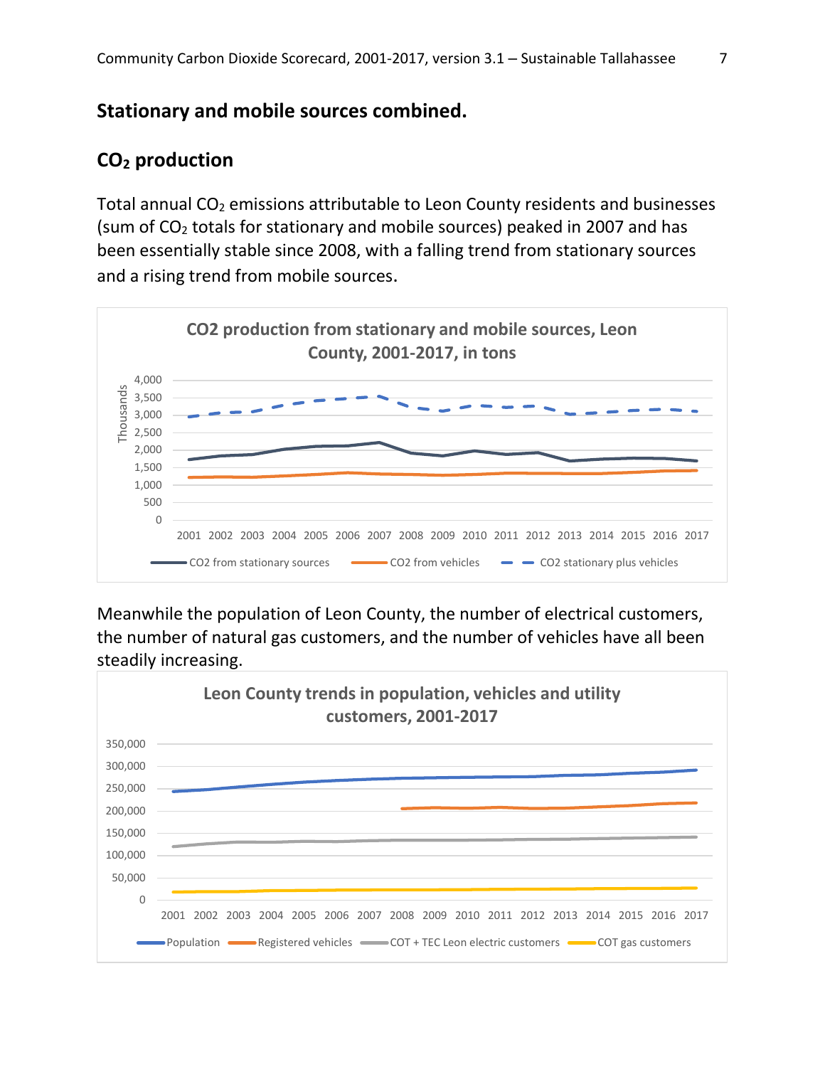## Stationary and mobile sources combined.

## $CO_2$ production

Total annual $CO_2$ emissions attributable to Leon County residents and businesses (sum of $CO_2$ totals for stationary and mobile sources) peaked in 2007 and has been essentially stable since 2008, with a falling trend from stationary sources and a rising trend from mobile sources.

CO2 production from stationary and mobile sources, Leon County, 2001-2017, in tons

Thousands

4,000
3,500
3,000
2,500
2,000
1,500
1,000
500
0

2001 2002 2003 2004 2005 2006 2007 2008 2009 2010 2011 2012 2013 2014 2015 2016 2017

CO2 from stationary sources    CO2 from vehicles    CO2 stationary plus vehicles

Meanwhile the population of Leon County, the number of electrical customers, the number of natural gas customers, and the number of vehicles have all been steadily increasing.

Leon County trends in population, vehicles and utility customers, 2001-2017

350,000
300,000
250,000
200,000
150,000
100,000
50,000
0

2001 2002 2003 2004 2005 2006 2007 2008 2009 2010 2011 2012 2013 2014 2015 2016 2017

Population    Registered vehicles    COT + TEC Leon electric customers    COT gas customers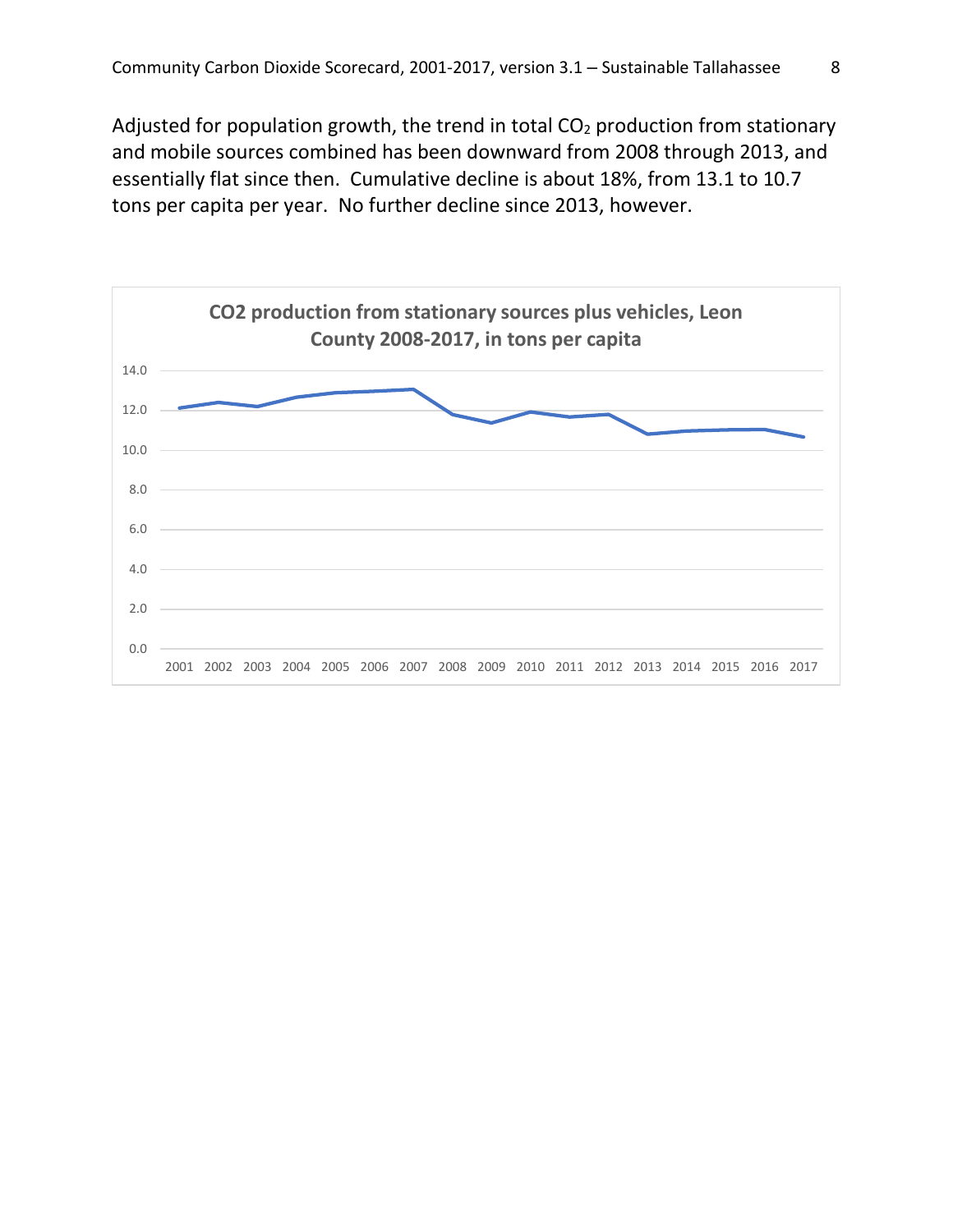Adjusted for population growth, the trend in total $CO_2$ production from stationary and mobile sources combined has been downward from 2008 through 2013, and essentially flat since then. Cumulative decline is about 18%, from 13.1 to 10.7 tons per capita per year. No further decline since 2013, however.

**CO2 production from stationary sources plus vehicles, Leon County 2008-2017, in tons per capita**

14.0
12.0
10.0
8.0
6.0
4.0
2.0
0.0

2001 2002 2003 2004 2005 2006 2007 2008 2009 2010 2011 2012 2013 2014 2015 2016 2017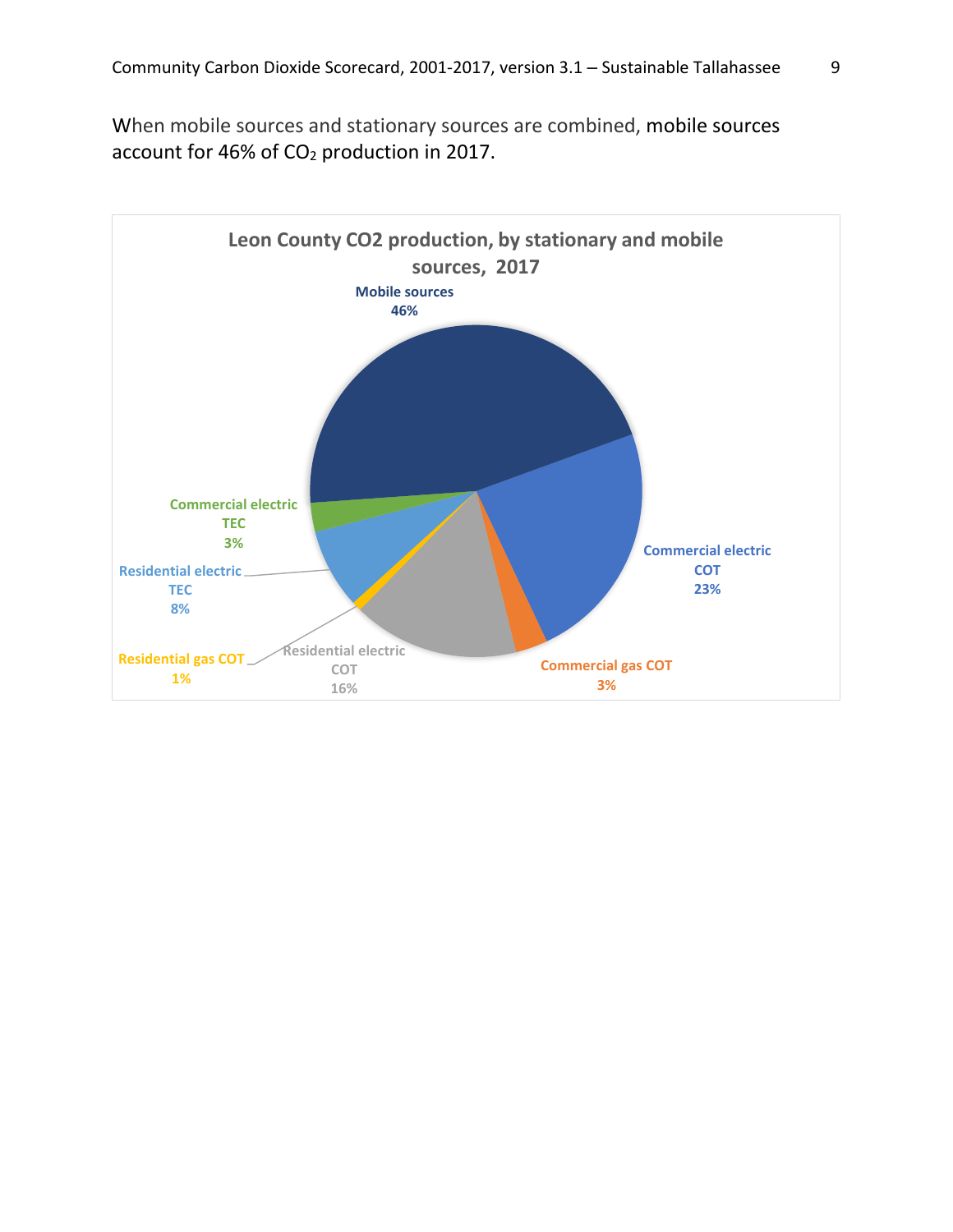When mobile sources and stationary sources are combined, mobile sources account for 46% of $CO_2$ production in 2017.

Leon County CO2 production, by stationary and mobile sources, 2017

Mobile sources
46%

Commercial electric COT
23%

Commercial gas COT
3%

Residential electric COT
16%

Residential gas COT
1%

Residential electric TEC
8%

Commercial electric TEC
3%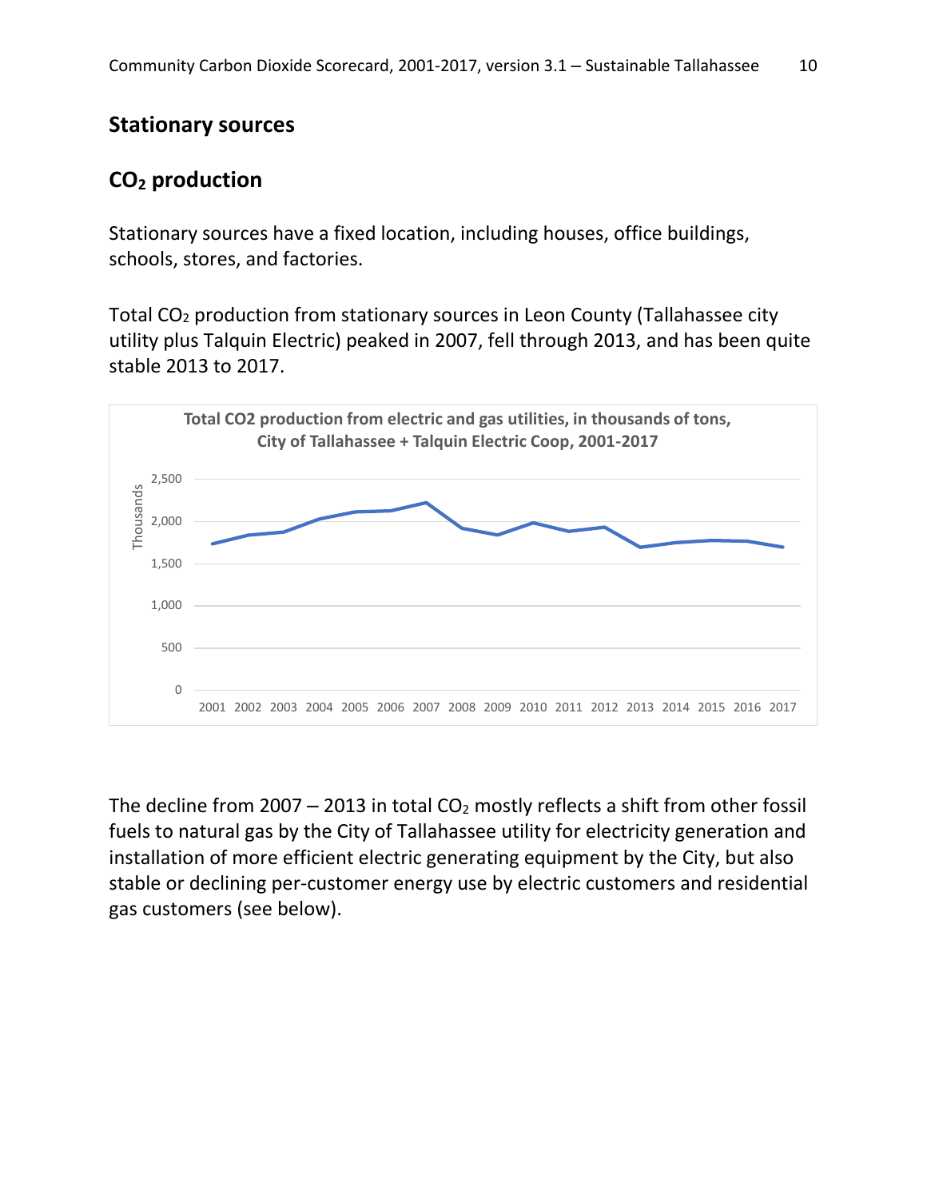## Stationary sources

## $CO_2$ production

Stationary sources have a fixed location, including houses, office buildings, schools, stores, and factories.

Total $CO_2$ production from stationary sources in Leon County (Tallahassee city utility plus Talquin Electric) peaked in 2007, fell through 2013, and has been quite stable 2013 to 2017.

Total CO2 production from electric and gas utilities, in thousands of tons, City of Tallahassee + Talquin Electric Coop, 2001-2017

Thousands

2,500
2,000
1,500
1,000
500
0

2001 2002 2003 2004 2005 2006 2007 2008 2009 2010 2011 2012 2013 2014 2015 2016 2017

The decline from 2007 – 2013 in total $CO_2$ mostly reflects a shift from other fossil fuels to natural gas by the City of Tallahassee utility for electricity generation and installation of more efficient electric generating equipment by the City, but also stable or declining per-customer energy use by electric customers and residential gas customers (see below).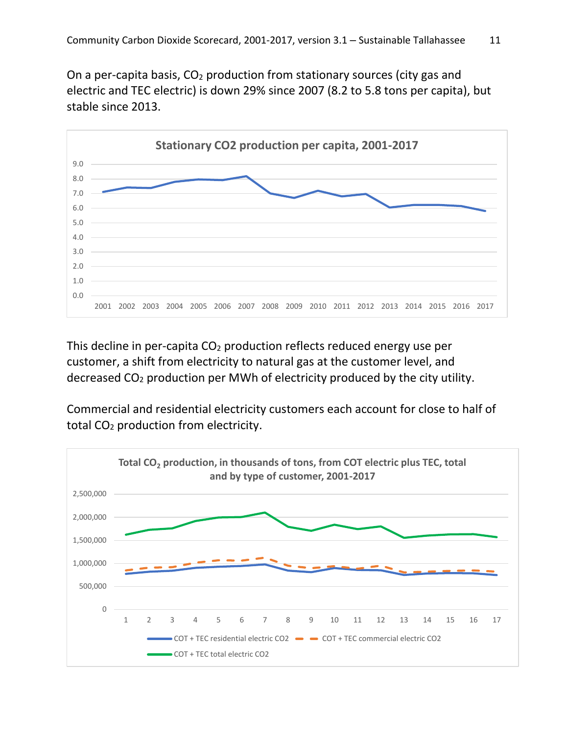On a per-capita basis, $CO_2$ production from stationary sources (city gas and electric and TEC electric) is down 29% since 2007 (8.2 to 5.8 tons per capita), but stable since 2013.

Stationary CO2 production per capita, 2001-2017

9.0
8.0
7.0
6.0
5.0
4.0
3.0
2.0
1.0
0.0

2001 2002 2003 2004 2005 2006 2007 2008 2009 2010 2011 2012 2013 2014 2015 2016 2017

This decline in per-capita $CO_2$ production reflects reduced energy use per customer, a shift from electricity to natural gas at the customer level, and decreased $CO_2$ production per MWh of electricity produced by the city utility.

Commercial and residential electricity customers each account for close to half of total $CO_2$ production from electricity.

Total $CO_2$ production, in thousands of tons, from COT electric plus TEC, total and by type of customer, 2001-2017

2,500,000
2,000,000
1,500,000
1,000,000
500,000
0

1 2 3 4 5 6 7 8 9 10 11 12 13 14 15 16 17

COT + TEC residential electric CO2
COT + TEC commercial electric CO2
COT + TEC total electric CO2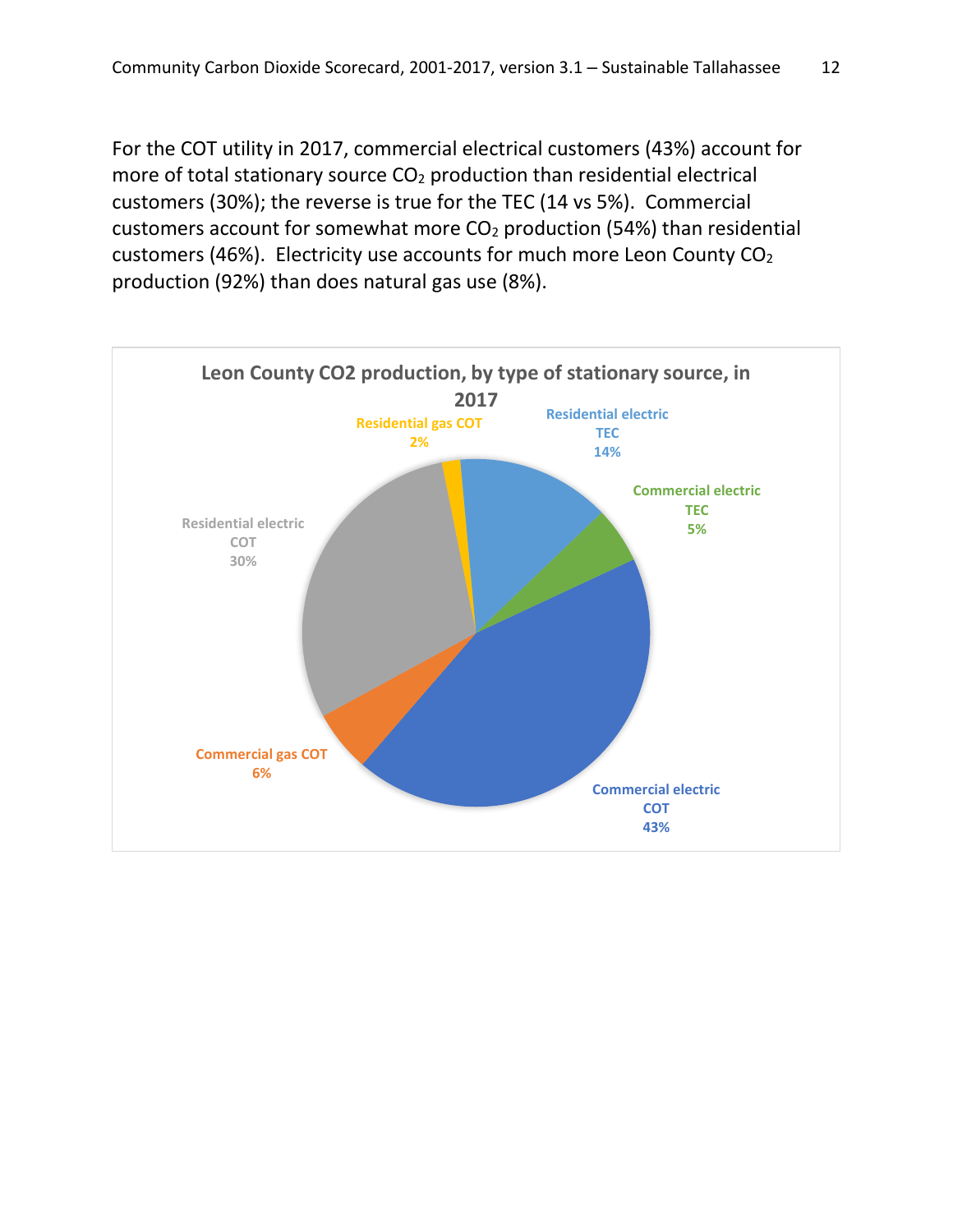For the COT utility in 2017, commercial electrical customers (43%) account for more of total stationary source $CO_2$ production than residential electrical customers (30%); the reverse is true for the TEC (14 vs 5%). Commercial customers account for somewhat more $CO_2$ production (54%) than residential customers (46%). Electricity use accounts for much more Leon County $CO_2$ production (92%) than does natural gas use (8%).

**Leon County CO2 production, by type of stationary source, in 2017**

| Source | Share |
|---|---|
| Residential gas COT | 2% |
| Residential electric TEC | 14% |
| Commercial electric TEC | 5% |
| Commercial electric COT | 43% |
| Commercial gas COT | 6% |
| Residential electric COT | 30% |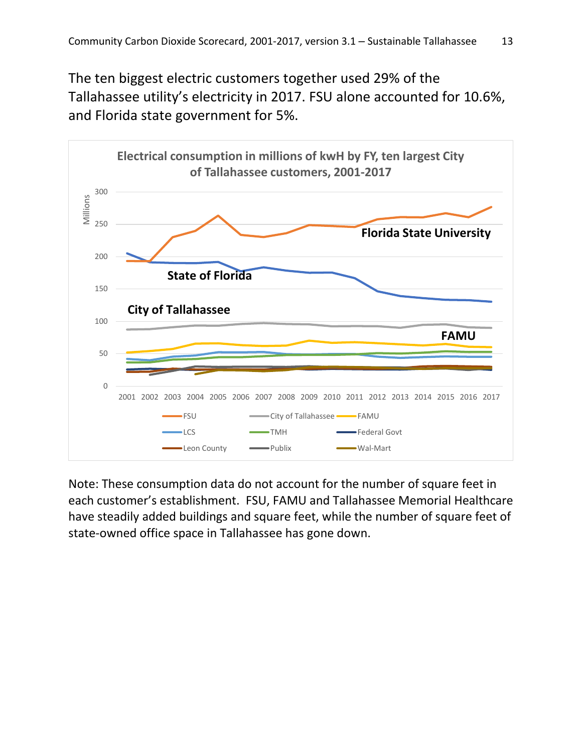The ten biggest electric customers together used 29% of the Tallahassee utility's electricity in 2017. FSU alone accounted for 10.6%, and Florida state government for 5%.

Electrical consumption in millions of kwH by FY, ten largest City of Tallahassee customers, 2001-2017

Millions

300
250
200
150
100
50
0

2001 2002 2003 2004 2005 2006 2007 2008 2009 2010 2011 2012 2013 2014 2015 2016 2017

Florida State University

State of Florida

City of Tallahassee

FAMU

FSU
City of Tallahassee
FAMU
LCS
TMH
Federal Govt
Leon County
Publix
Wal-Mart

Note: These consumption data do not account for the number of square feet in each customer's establishment. FSU, FAMU and Tallahassee Memorial Healthcare have steadily added buildings and square feet, while the number of square feet of state-owned office space in Tallahassee has gone down.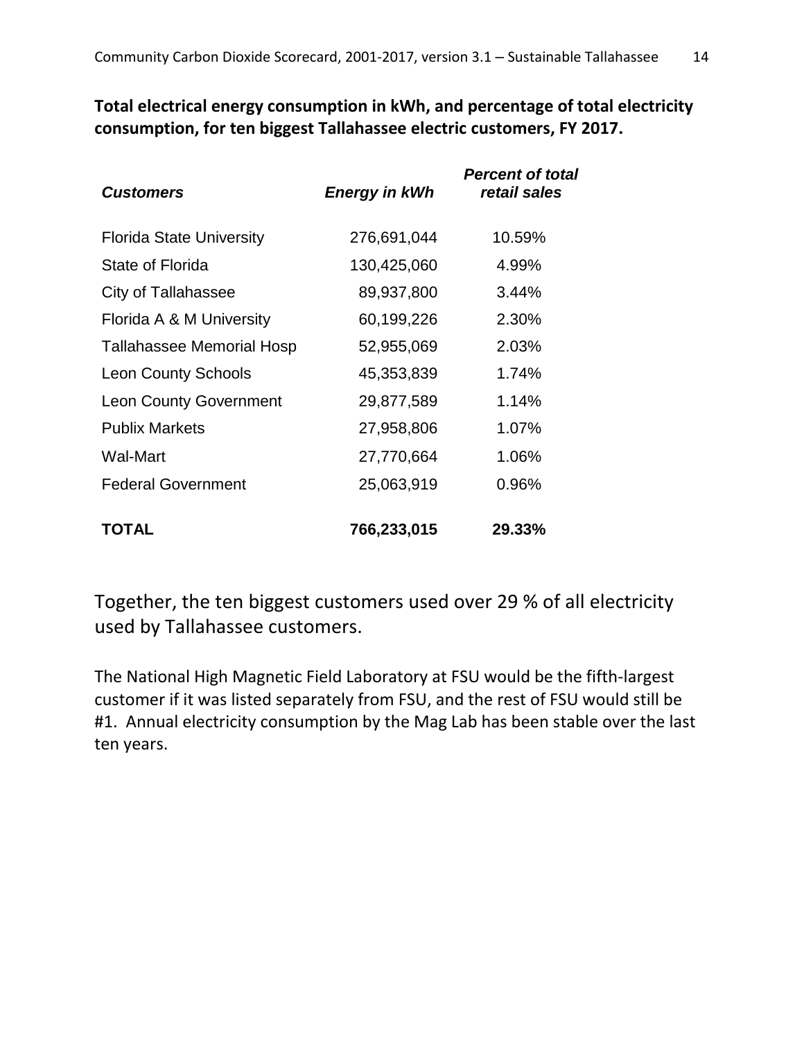**Total electrical energy consumption in kWh, and percentage of total electricity consumption, for ten biggest Tallahassee electric customers, FY 2017.**

| *Customers* | *Energy in kWh* | *Percent of total retail sales* |
|---|---|---|
| Florida State University | 276,691,044 | 10.59% |
| State of Florida | 130,425,060 | 4.99% |
| City of Tallahassee | 89,937,800 | 3.44% |
| Florida A & M University | 60,199,226 | 2.30% |
| Tallahassee Memorial Hosp | 52,955,069 | 2.03% |
| Leon County Schools | 45,353,839 | 1.74% |
| Leon County Government | 29,877,589 | 1.14% |
| Publix Markets | 27,958,806 | 1.07% |
| Wal-Mart | 27,770,664 | 1.06% |
| Federal Government | 25,063,919 | 0.96% |
| **TOTAL** | **766,233,015** | **29.33%** |

Together, the ten biggest customers used over 29 % of all electricity used by Tallahassee customers.

The National High Magnetic Field Laboratory at FSU would be the fifth-largest customer if it was listed separately from FSU, and the rest of FSU would still be #1. Annual electricity consumption by the Mag Lab has been stable over the last ten years.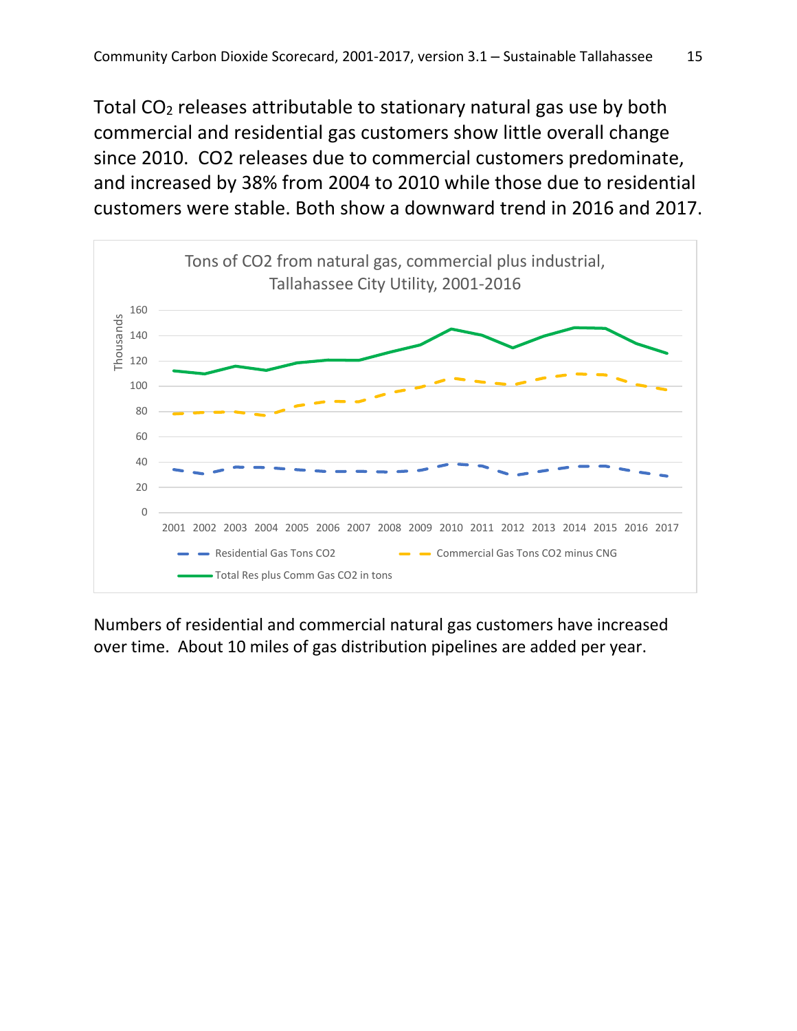Total $CO_2$ releases attributable to stationary natural gas use by both commercial and residential gas customers show little overall change since 2010. CO2 releases due to commercial customers predominate, and increased by 38% from 2004 to 2010 while those due to residential customers were stable. Both show a downward trend in 2016 and 2017.

Tons of CO2 from natural gas, commercial plus industrial, Tallahassee City Utility, 2001-2016

Thousands

160
140
120
100
80
60
40
20
0

2001 2002 2003 2004 2005 2006 2007 2008 2009 2010 2011 2012 2013 2014 2015 2016 2017

Residential Gas Tons CO2

Commercial Gas Tons CO2 minus CNG

Total Res plus Comm Gas CO2 in tons

Numbers of residential and commercial natural gas customers have increased over time. About 10 miles of gas distribution pipelines are added per year.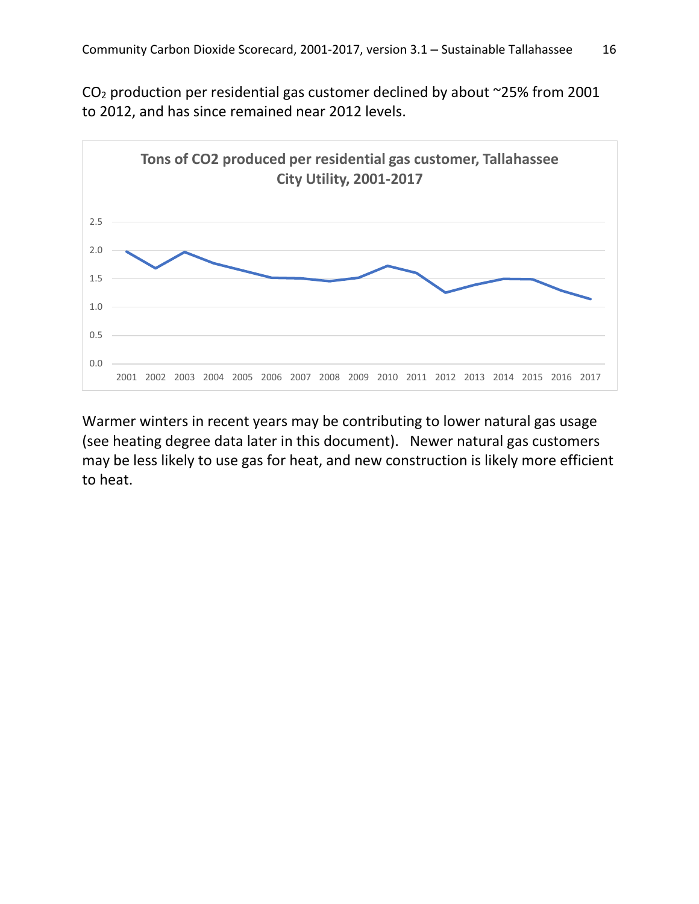$CO_2$ production per residential gas customer declined by about ~25% from 2001 to 2012, and has since remained near 2012 levels.

Tons of CO2 produced per residential gas customer, Tallahassee City Utility, 2001-2017

2.5
2.0
1.5
1.0
0.5
0.0

2001 2002 2003 2004 2005 2006 2007 2008 2009 2010 2011 2012 2013 2014 2015 2016 2017

Warmer winters in recent years may be contributing to lower natural gas usage (see heating degree data later in this document). Newer natural gas customers may be less likely to use gas for heat, and new construction is likely more efficient to heat.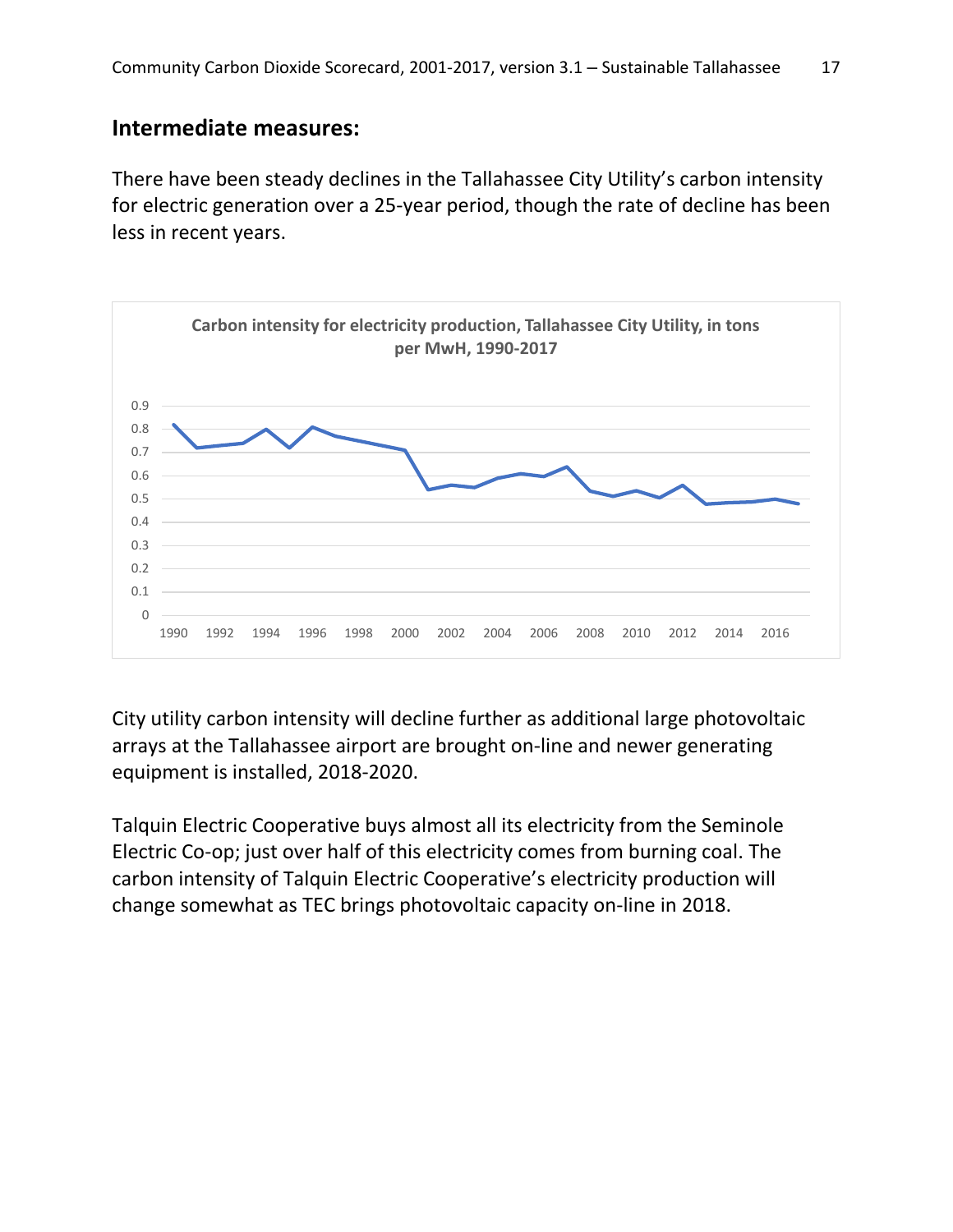## Intermediate measures:

There have been steady declines in the Tallahassee City Utility's carbon intensity for electric generation over a 25-year period, though the rate of decline has been less in recent years.

Carbon intensity for electricity production, Tallahassee City Utility, in tons per MwH, 1990-2017

0.9
0.8
0.7
0.6
0.5
0.4
0.3
0.2
0.1
0

1990 1992 1994 1996 1998 2000 2002 2004 2006 2008 2010 2012 2014 2016

City utility carbon intensity will decline further as additional large photovoltaic arrays at the Tallahassee airport are brought on-line and newer generating equipment is installed, 2018-2020.

Talquin Electric Cooperative buys almost all its electricity from the Seminole Electric Co-op; just over half of this electricity comes from burning coal. The carbon intensity of Talquin Electric Cooperative's electricity production will change somewhat as TEC brings photovoltaic capacity on-line in 2018.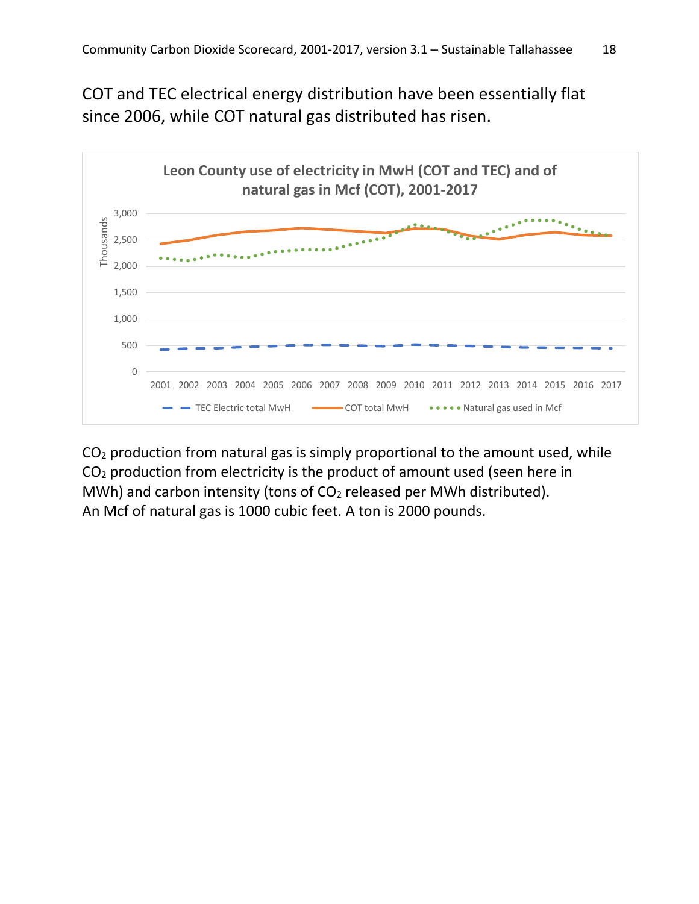COT and TEC electrical energy distribution have been essentially flat since 2006, while COT natural gas distributed has risen.

**Leon County use of electricity in MwH (COT and TEC) and of natural gas in Mcf (COT), 2001-2017**

$CO_2$ production from natural gas is simply proportional to the amount used, while $CO_2$ production from electricity is the product of amount used (seen here in MWh) and carbon intensity (tons of $CO_2$ released per MWh distributed).
An Mcf of natural gas is 1000 cubic feet. A ton is 2000 pounds.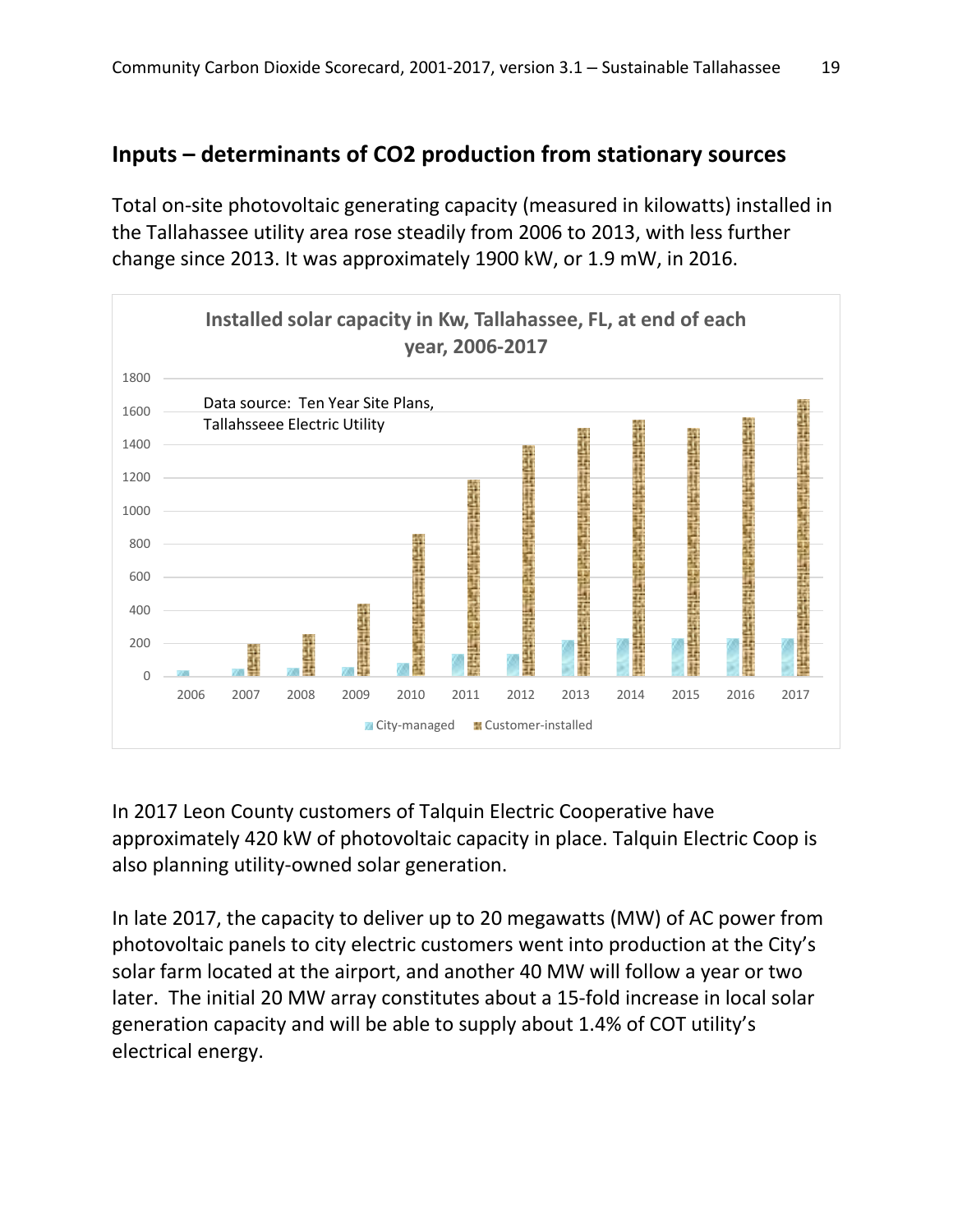## Inputs – determinants of CO2 production from stationary sources

Total on-site photovoltaic generating capacity (measured in kilowatts) installed in the Tallahassee utility area rose steadily from 2006 to 2013, with less further change since 2013. It was approximately 1900 kW, or 1.9 mW, in 2016.

Installed solar capacity in Kw, Tallahassee, FL, at end of each year, 2006-2017

Data source: Ten Year Site Plans, Tallahsseee Electric Utility

1800
1600
1400
1200
1000
800
600
400
200
0

2006 2007 2008 2009 2010 2011 2012 2013 2014 2015 2016 2017

City-managed
Customer-installed

In 2017 Leon County customers of Talquin Electric Cooperative have approximately 420 kW of photovoltaic capacity in place. Talquin Electric Coop is also planning utility-owned solar generation.

In late 2017, the capacity to deliver up to 20 megawatts (MW) of AC power from photovoltaic panels to city electric customers went into production at the City's solar farm located at the airport, and another 40 MW will follow a year or two later. The initial 20 MW array constitutes about a 15-fold increase in local solar generation capacity and will be able to supply about 1.4% of COT utility's electrical energy.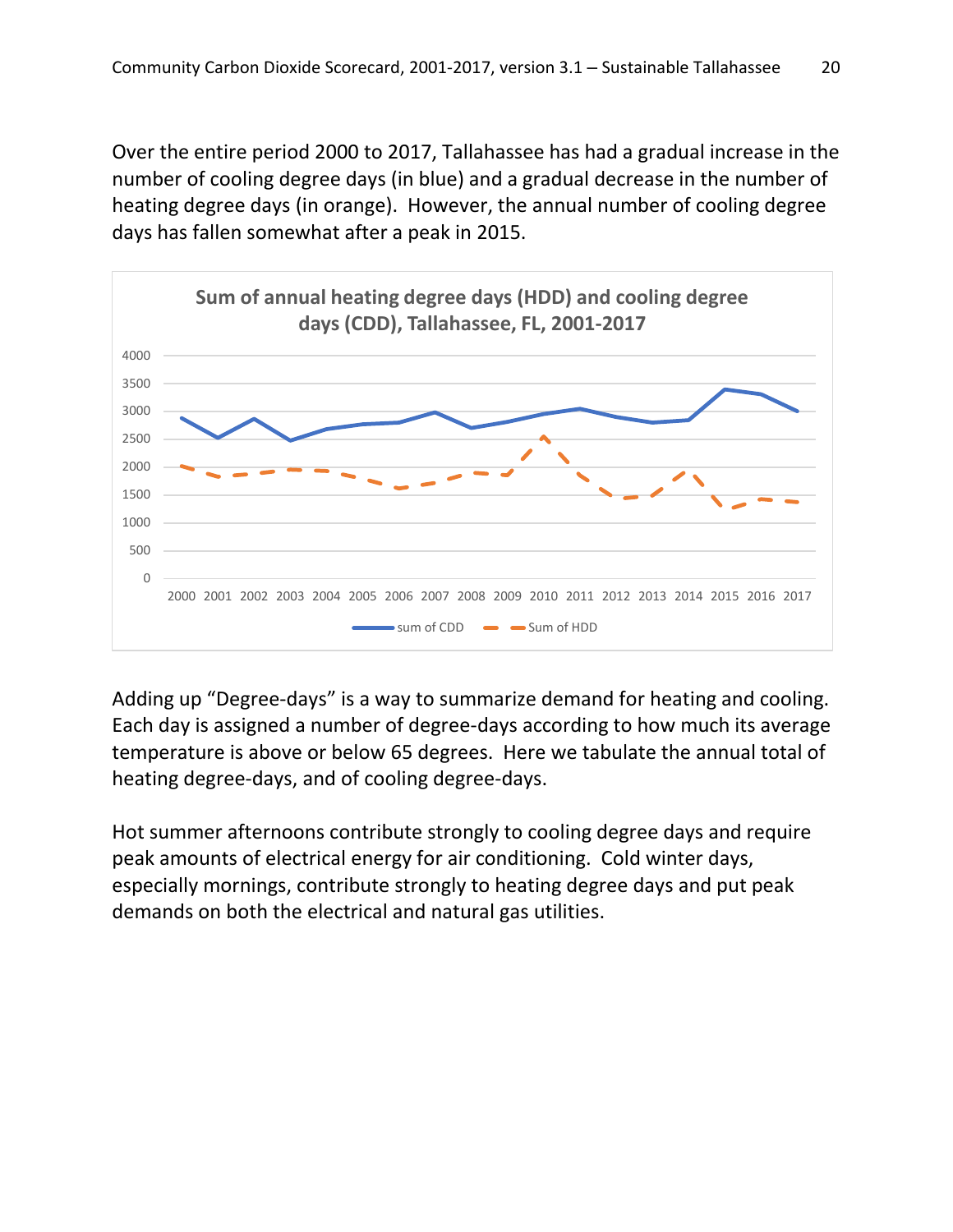Over the entire period 2000 to 2017, Tallahassee has had a gradual increase in the number of cooling degree days (in blue) and a gradual decrease in the number of heating degree days (in orange). However, the annual number of cooling degree days has fallen somewhat after a peak in 2015.

**Sum of annual heating degree days (HDD) and cooling degree days (CDD), Tallahassee, FL, 2001-2017**

4000
3500
3000
2500
2000
1500
1000
500
0

2000 2001 2002 2003 2004 2005 2006 2007 2008 2009 2010 2011 2012 2013 2014 2015 2016 2017

sum of CDD
Sum of HDD

Adding up "Degree-days" is a way to summarize demand for heating and cooling. Each day is assigned a number of degree-days according to how much its average temperature is above or below 65 degrees. Here we tabulate the annual total of heating degree-days, and of cooling degree-days.

Hot summer afternoons contribute strongly to cooling degree days and require peak amounts of electrical energy for air conditioning. Cold winter days, especially mornings, contribute strongly to heating degree days and put peak demands on both the electrical and natural gas utilities.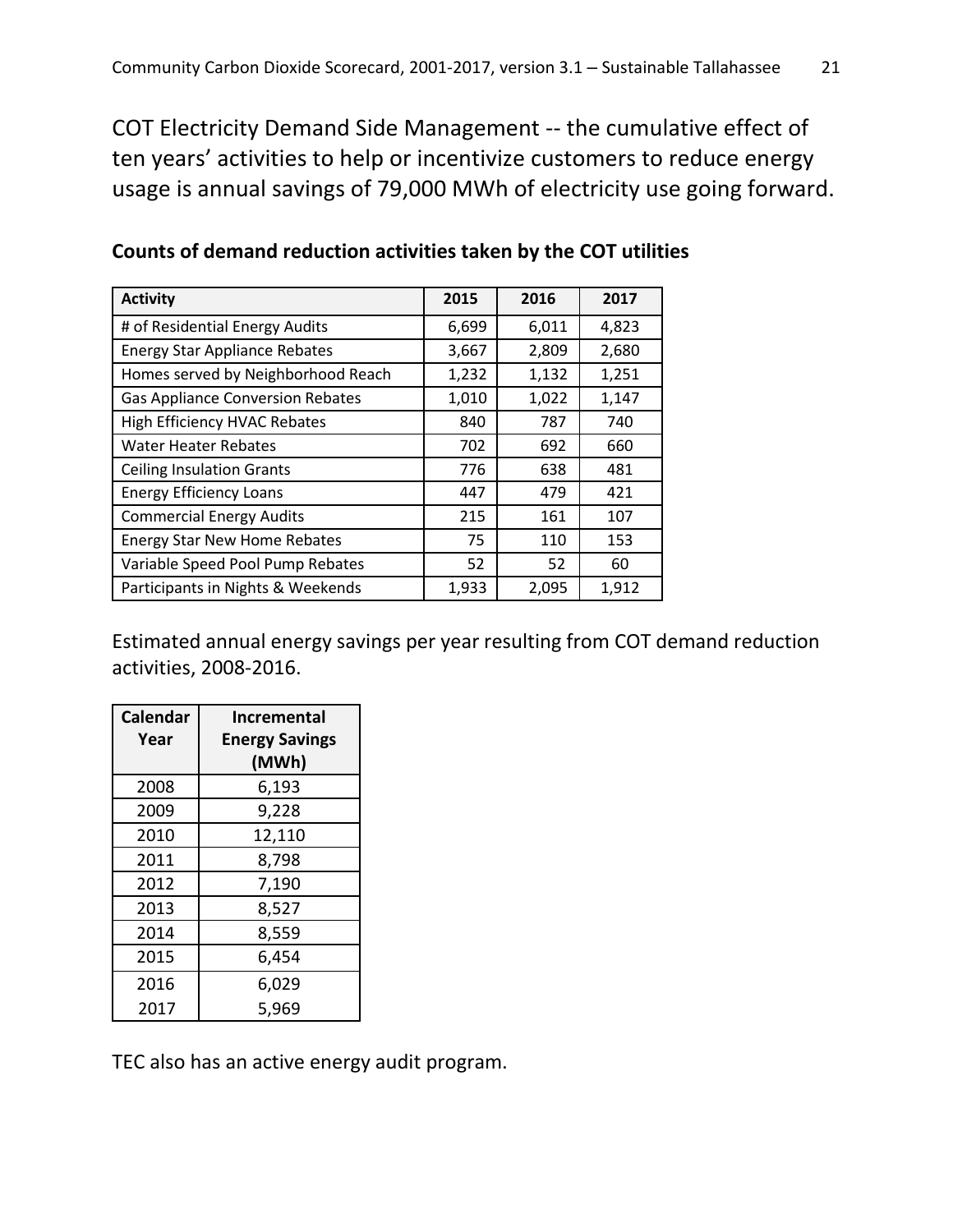COT Electricity Demand Side Management -- the cumulative effect of ten years' activities to help or incentivize customers to reduce energy usage is annual savings of 79,000 MWh of electricity use going forward.

**Counts of demand reduction activities taken by the COT utilities**

| Activity | 2015 | 2016 | 2017 |
|---|---|---|---|
| # of Residential Energy Audits | 6,699 | 6,011 | 4,823 |
| Energy Star Appliance Rebates | 3,667 | 2,809 | 2,680 |
| Homes served by Neighborhood Reach | 1,232 | 1,132 | 1,251 |
| Gas Appliance Conversion Rebates | 1,010 | 1,022 | 1,147 |
| High Efficiency HVAC Rebates | 840 | 787 | 740 |
| Water Heater Rebates | 702 | 692 | 660 |
| Ceiling Insulation Grants | 776 | 638 | 481 |
| Energy Efficiency Loans | 447 | 479 | 421 |
| Commercial Energy Audits | 215 | 161 | 107 |
| Energy Star New Home Rebates | 75 | 110 | 153 |
| Variable Speed Pool Pump Rebates | 52 | 52 | 60 |
| Participants in Nights & Weekends | 1,933 | 2,095 | 1,912 |

Estimated annual energy savings per year resulting from COT demand reduction activities, 2008-2016.

| Calendar Year | Incremental Energy Savings (MWh) |
|---|---|
| 2008 | 6,193 |
| 2009 | 9,228 |
| 2010 | 12,110 |
| 2011 | 8,798 |
| 2012 | 7,190 |
| 2013 | 8,527 |
| 2014 | 8,559 |
| 2015 | 6,454 |
| 2016 | 6,029 |
| 2017 | 5,969 |

TEC also has an active energy audit program.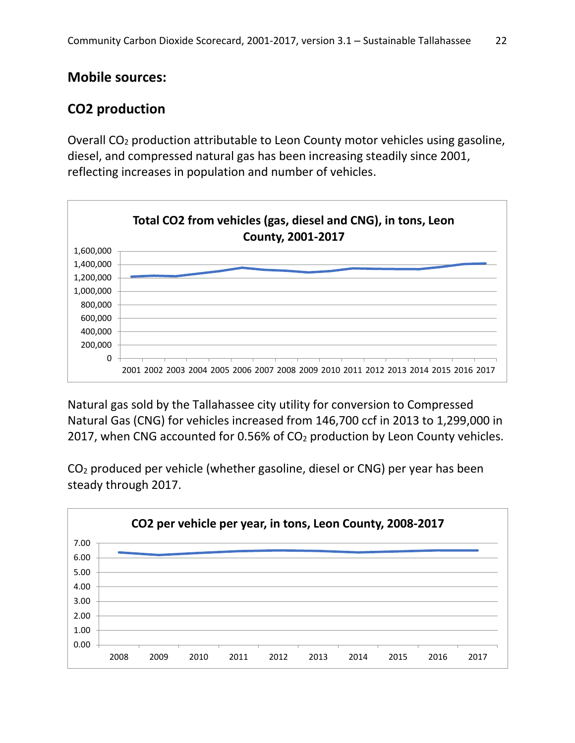## Mobile sources:

## CO2 production

Overall $CO_2$ production attributable to Leon County motor vehicles using gasoline, diesel, and compressed natural gas has been increasing steadily since 2001, reflecting increases in population and number of vehicles.

**Total CO2 from vehicles (gas, diesel and CNG), in tons, Leon County, 2001-2017**

1,600,000
1,400,000
1,200,000
1,000,000
800,000
600,000
400,000
200,000
0

2001 2002 2003 2004 2005 2006 2007 2008 2009 2010 2011 2012 2013 2014 2015 2016 2017

Natural gas sold by the Tallahassee city utility for conversion to Compressed Natural Gas (CNG) for vehicles increased from 146,700 ccf in 2013 to 1,299,000 in 2017, when CNG accounted for 0.56% of $CO_2$ production by Leon County vehicles.

$CO_2$ produced per vehicle (whether gasoline, diesel or CNG) per year has been steady through 2017.

**CO2 per vehicle per year, in tons, Leon County, 2008-2017**

7.00
6.00
5.00
4.00
3.00
2.00
1.00
0.00

2008 2009 2010 2011 2012 2013 2014 2015 2016 2017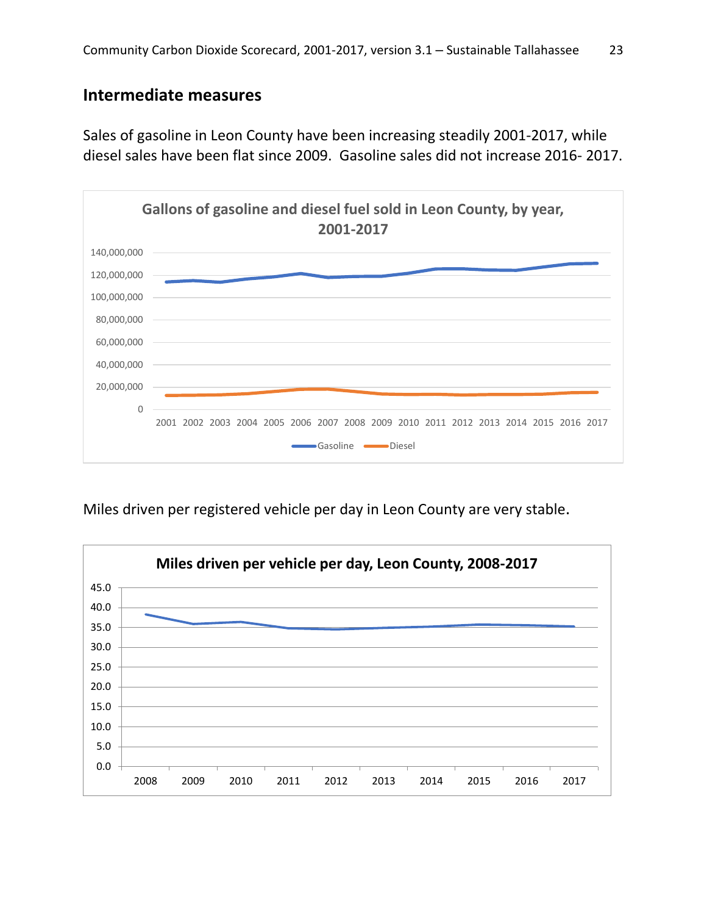## Intermediate measures

Sales of gasoline in Leon County have been increasing steadily 2001-2017, while diesel sales have been flat since 2009. Gasoline sales did not increase 2016- 2017.

Gallons of gasoline and diesel fuel sold in Leon County, by year, 2001-2017

140,000,000
120,000,000
100,000,000
80,000,000
60,000,000
40,000,000
20,000,000
0

2001 2002 2003 2004 2005 2006 2007 2008 2009 2010 2011 2012 2013 2014 2015 2016 2017

Gasoline Diesel

Miles driven per registered vehicle per day in Leon County are very stable.

Miles driven per vehicle per day, Leon County, 2008-2017

45.0
40.0
35.0
30.0
25.0
20.0
15.0
10.0
5.0
0.0

2008 2009 2010 2011 2012 2013 2014 2015 2016 2017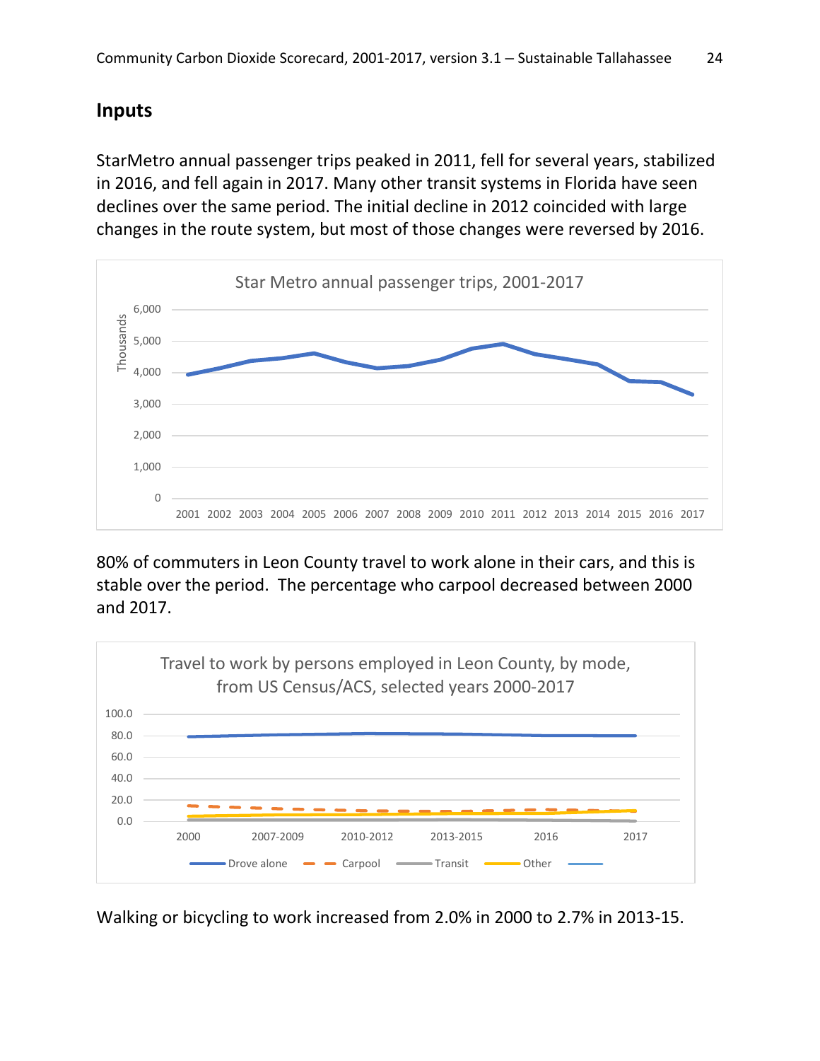## Inputs

StarMetro annual passenger trips peaked in 2011, fell for several years, stabilized in 2016, and fell again in 2017. Many other transit systems in Florida have seen declines over the same period. The initial decline in 2012 coincided with large changes in the route system, but most of those changes were reversed by 2016.

Star Metro annual passenger trips, 2001-2017

Thousands

6,000
5,000
4,000
3,000
2,000
1,000
0

2001 2002 2003 2004 2005 2006 2007 2008 2009 2010 2011 2012 2013 2014 2015 2016 2017

80% of commuters in Leon County travel to work alone in their cars, and this is stable over the period. The percentage who carpool decreased between 2000 and 2017.

Travel to work by persons employed in Leon County, by mode, from US Census/ACS, selected years 2000-2017

100.0
80.0
60.0
40.0
20.0
0.0

2000 2007-2009 2010-2012 2013-2015 2016 2017

Drove alone, Carpool, Transit, Other

Walking or bicycling to work increased from 2.0% in 2000 to 2.7% in 2013-15.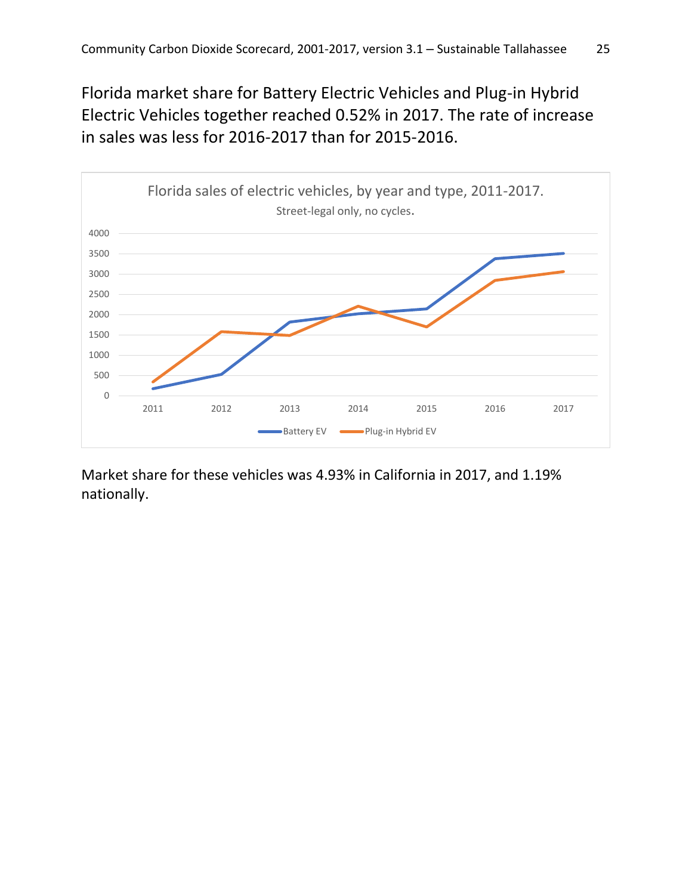Florida market share for Battery Electric Vehicles and Plug-in Hybrid Electric Vehicles together reached 0.52% in 2017. The rate of increase in sales was less for 2016-2017 than for 2015-2016.

Florida sales of electric vehicles, by year and type, 2011-2017.

Street-legal only, no cycles.

4000
3500
3000
2500
2000
1500
1000
500
0

2011 2012 2013 2014 2015 2016 2017

Battery EV
Plug-in Hybrid EV

Market share for these vehicles was 4.93% in California in 2017, and 1.19% nationally.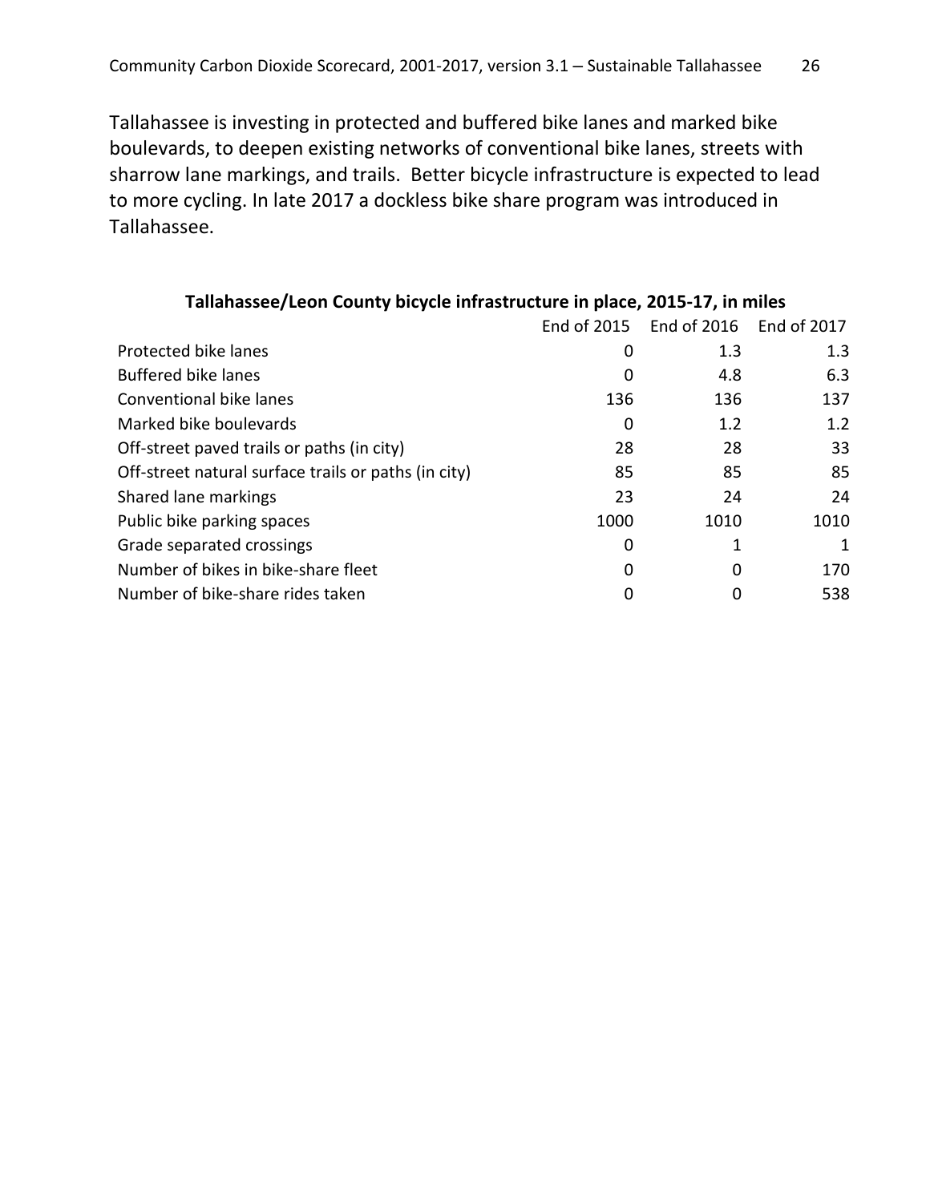Tallahassee is investing in protected and buffered bike lanes and marked bike boulevards, to deepen existing networks of conventional bike lanes, streets with sharrow lane markings, and trails. Better bicycle infrastructure is expected to lead to more cycling. In late 2017 a dockless bike share program was introduced in Tallahassee.

**Tallahassee/Leon County bicycle infrastructure in place, 2015-17, in miles**

| | End of 2015 | End of 2016 | End of 2017 |
|---|---|---|---|
| Protected bike lanes | 0 | 1.3 | 1.3 |
| Buffered bike lanes | 0 | 4.8 | 6.3 |
| Conventional bike lanes | 136 | 136 | 137 |
| Marked bike boulevards | 0 | 1.2 | 1.2 |
| Off-street paved trails or paths (in city) | 28 | 28 | 33 |
| Off-street natural surface trails or paths (in city) | 85 | 85 | 85 |
| Shared lane markings | 23 | 24 | 24 |
| Public bike parking spaces | 1000 | 1010 | 1010 |
| Grade separated crossings | 0 | 1 | 1 |
| Number of bikes in bike-share fleet | 0 | 0 | 170 |
| Number of bike-share rides taken | 0 | 0 | 538 |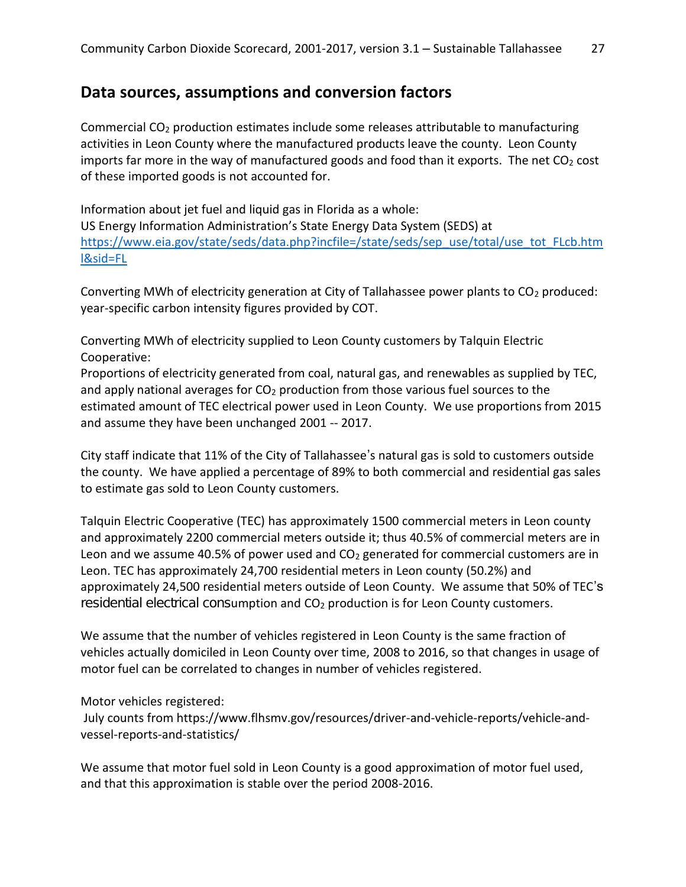## Data sources, assumptions and conversion factors

Commercial $CO_2$ production estimates include some releases attributable to manufacturing activities in Leon County where the manufactured products leave the county. Leon County imports far more in the way of manufactured goods and food than it exports. The net $CO_2$ cost of these imported goods is not accounted for.

Information about jet fuel and liquid gas in Florida as a whole:
US Energy Information Administration's State Energy Data System (SEDS) at
[https://www.eia.gov/state/seds/data.php?incfile=/state/seds/sep_use/total/use_tot_FLcb.html&sid=FL](https://www.eia.gov/state/seds/data.php?incfile=/state/seds/sep_use/total/use_tot_FLcb.html&sid=FL)

Converting MWh of electricity generation at City of Tallahassee power plants to $CO_2$ produced: year-specific carbon intensity figures provided by COT.

Converting MWh of electricity supplied to Leon County customers by Talquin Electric Cooperative:
Proportions of electricity generated from coal, natural gas, and renewables as supplied by TEC, and apply national averages for $CO_2$ production from those various fuel sources to the estimated amount of TEC electrical power used in Leon County. We use proportions from 2015 and assume they have been unchanged 2001 -- 2017.

City staff indicate that 11% of the City of Tallahassee's natural gas is sold to customers outside the county. We have applied a percentage of 89% to both commercial and residential gas sales to estimate gas sold to Leon County customers.

Talquin Electric Cooperative (TEC) has approximately 1500 commercial meters in Leon county and approximately 2200 commercial meters outside it; thus 40.5% of commercial meters are in Leon and we assume 40.5% of power used and $CO_2$ generated for commercial customers are in Leon. TEC has approximately 24,700 residential meters in Leon county (50.2%) and approximately 24,500 residential meters outside of Leon County. We assume that 50% of TEC's residential electrical consumption and $CO_2$ production is for Leon County customers.

We assume that the number of vehicles registered in Leon County is the same fraction of vehicles actually domiciled in Leon County over time, 2008 to 2016, so that changes in usage of motor fuel can be correlated to changes in number of vehicles registered.

Motor vehicles registered:
July counts from https://www.flhsmv.gov/resources/driver-and-vehicle-reports/vehicle-and-vessel-reports-and-statistics/

We assume that motor fuel sold in Leon County is a good approximation of motor fuel used, and that this approximation is stable over the period 2008-2016.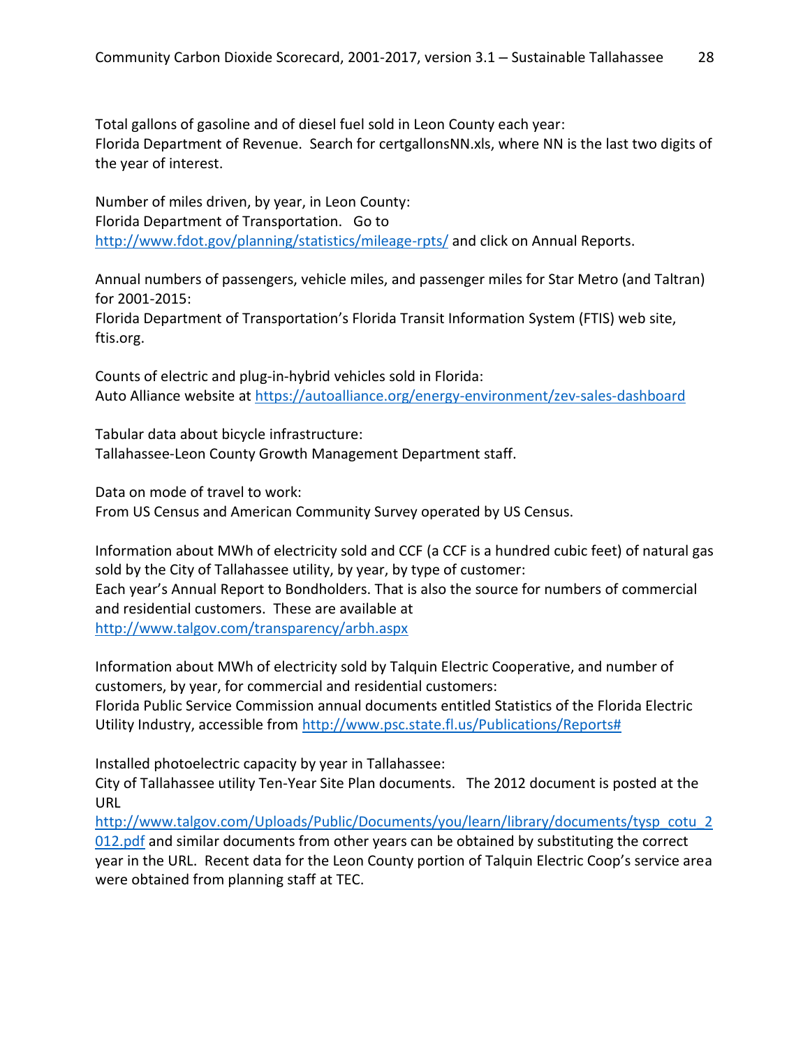Total gallons of gasoline and of diesel fuel sold in Leon County each year:
Florida Department of Revenue. Search for certgallonsNN.xls, where NN is the last two digits of the year of interest.

Number of miles driven, by year, in Leon County:
Florida Department of Transportation. Go to http://www.fdot.gov/planning/statistics/mileage-rpts/ and click on Annual Reports.

Annual numbers of passengers, vehicle miles, and passenger miles for Star Metro (and Taltran) for 2001-2015:
Florida Department of Transportation's Florida Transit Information System (FTIS) web site, ftis.org.

Counts of electric and plug-in-hybrid vehicles sold in Florida:
Auto Alliance website at https://autoalliance.org/energy-environment/zev-sales-dashboard

Tabular data about bicycle infrastructure:
Tallahassee-Leon County Growth Management Department staff.

Data on mode of travel to work:
From US Census and American Community Survey operated by US Census.

Information about MWh of electricity sold and CCF (a CCF is a hundred cubic feet) of natural gas sold by the City of Tallahassee utility, by year, by type of customer:
Each year's Annual Report to Bondholders. That is also the source for numbers of commercial and residential customers. These are available at
http://www.talgov.com/transparency/arbh.aspx

Information about MWh of electricity sold by Talquin Electric Cooperative, and number of customers, by year, for commercial and residential customers:
Florida Public Service Commission annual documents entitled Statistics of the Florida Electric Utility Industry, accessible from http://www.psc.state.fl.us/Publications/Reports#

Installed photoelectric capacity by year in Tallahassee:
City of Tallahassee utility Ten-Year Site Plan documents. The 2012 document is posted at the URL
http://www.talgov.com/Uploads/Public/Documents/you/learn/library/documents/tysp_cotu_2012.pdf and similar documents from other years can be obtained by substituting the correct year in the URL. Recent data for the Leon County portion of Talquin Electric Coop's service area were obtained from planning staff at TEC.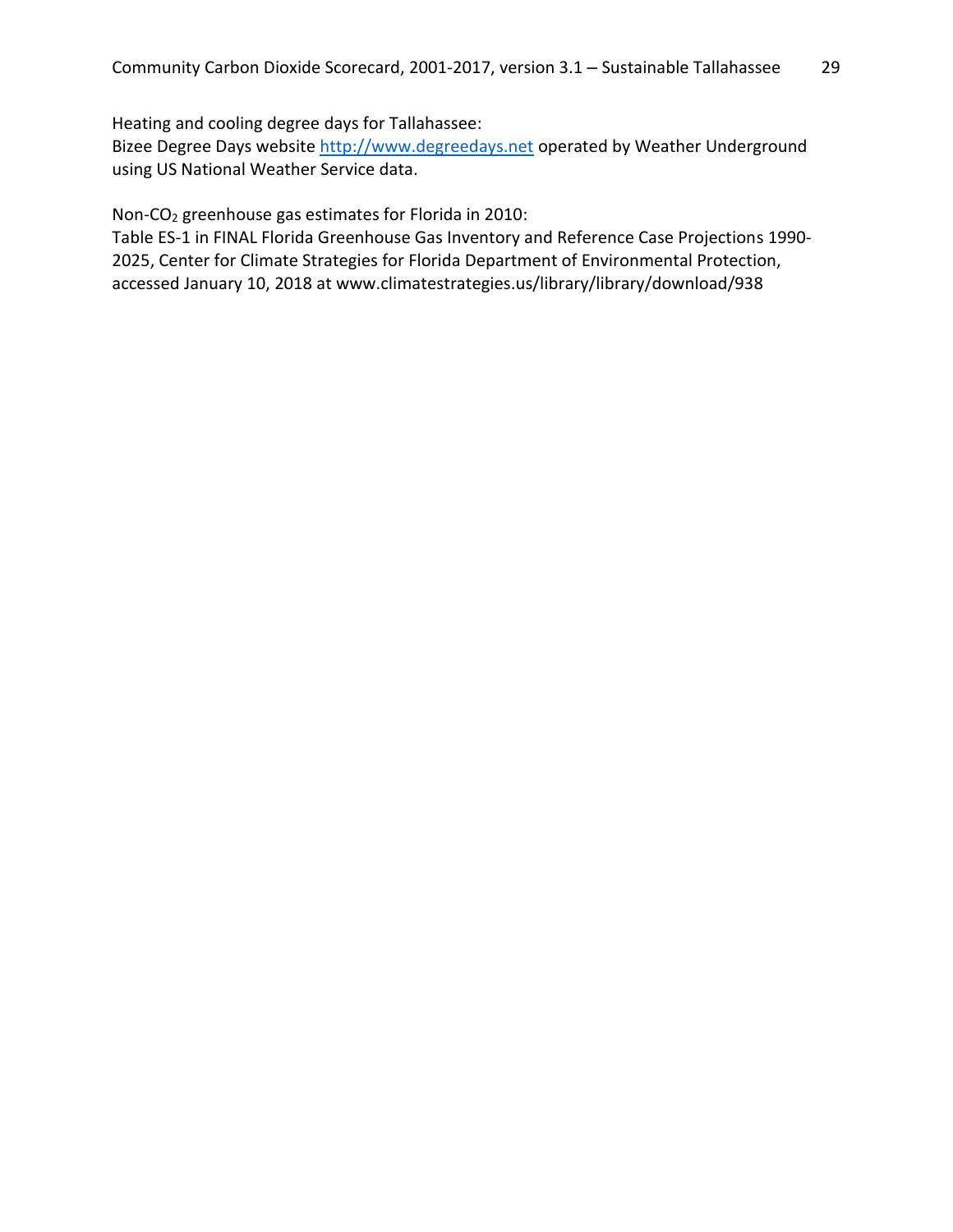Heating and cooling degree days for Tallahassee:
Bizee Degree Days website http://www.degreedays.net operated by Weather Underground using US National Weather Service data.

Non-$CO_2$ greenhouse gas estimates for Florida in 2010:
Table ES-1 in FINAL Florida Greenhouse Gas Inventory and Reference Case Projections 1990-2025, Center for Climate Strategies for Florida Department of Environmental Protection, accessed January 10, 2018 at www.climatestrategies.us/library/library/download/938